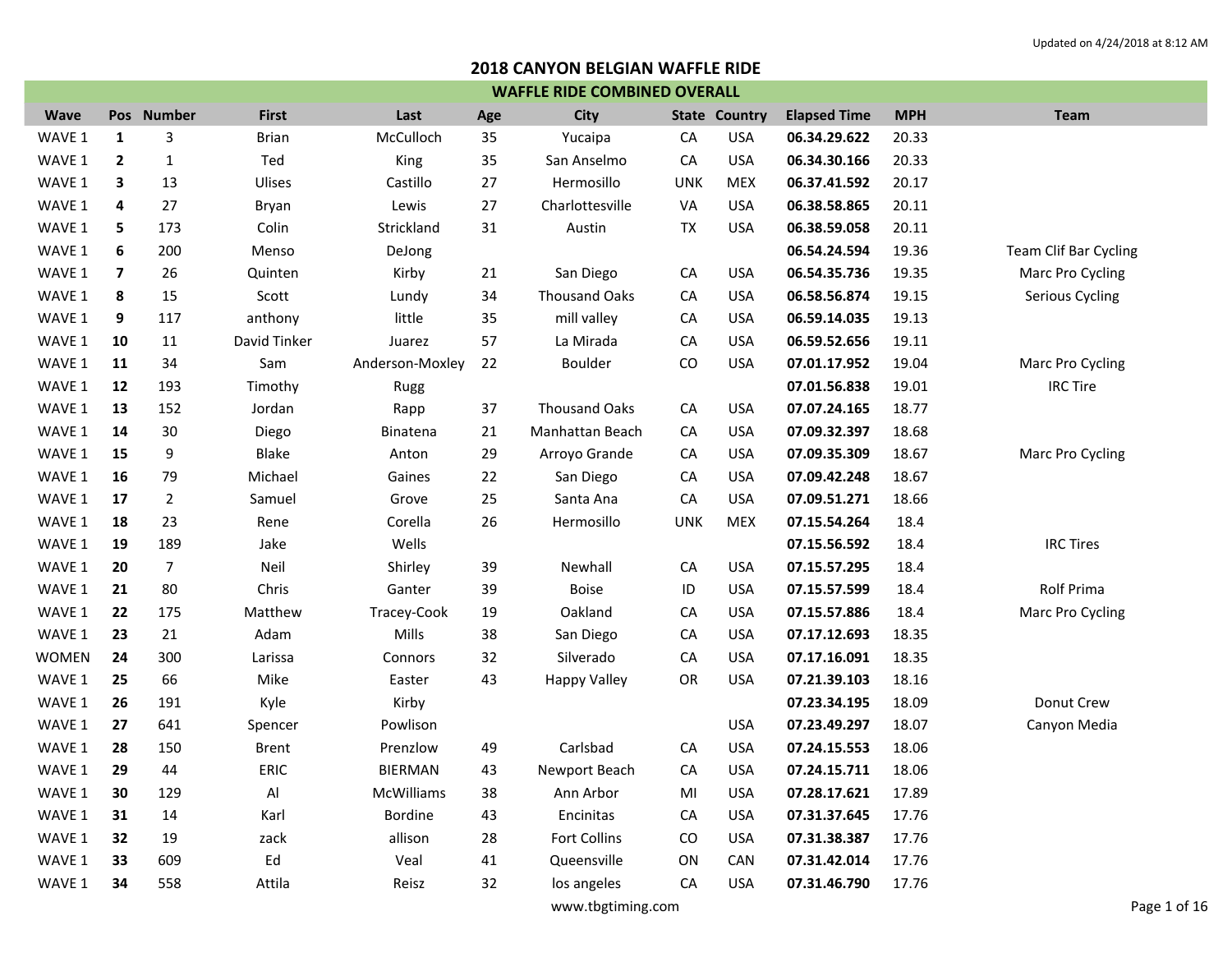Updated on 4/24/2018 at 8:12 AM

# 2018 CANYON BELGIAN WAFFLE RIDE

## WAFFLE RIDE COMBINED OVERALL

| Wave | Pos | Number | First | Last | Age | City | State | Country | Elapsed Time | MPH | Team |
|---|---|---|---|---|---|---|---|---|---|---|---|
| WAVE 1 | **1** | 3 | Brian | McCulloch | 35 | Yucaipa | CA | USA | **06.34.29.622** | 20.33 | |
| WAVE 1 | **2** | 1 | Ted | King | 35 | San Anselmo | CA | USA | **06.34.30.166** | 20.33 | |
| WAVE 1 | **3** | 13 | Ulises | Castillo | 27 | Hermosillo | UNK | MEX | **06.37.41.592** | 20.17 | |
| WAVE 1 | **4** | 27 | Bryan | Lewis | 27 | Charlottesville | VA | USA | **06.38.58.865** | 20.11 | |
| WAVE 1 | **5** | 173 | Colin | Strickland | 31 | Austin | TX | USA | **06.38.59.058** | 20.11 | |
| WAVE 1 | **6** | 200 | Menso | DeJong | | | | | **06.54.24.594** | 19.36 | Team Clif Bar Cycling |
| WAVE 1 | **7** | 26 | Quinten | Kirby | 21 | San Diego | CA | USA | **06.54.35.736** | 19.35 | Marc Pro Cycling |
| WAVE 1 | **8** | 15 | Scott | Lundy | 34 | Thousand Oaks | CA | USA | **06.58.56.874** | 19.15 | Serious Cycling |
| WAVE 1 | **9** | 117 | anthony | little | 35 | mill valley | CA | USA | **06.59.14.035** | 19.13 | |
| WAVE 1 | **10** | 11 | David Tinker | Juarez | 57 | La Mirada | CA | USA | **06.59.52.656** | 19.11 | |
| WAVE 1 | **11** | 34 | Sam | Anderson-Moxley | 22 | Boulder | CO | USA | **07.01.17.952** | 19.04 | Marc Pro Cycling |
| WAVE 1 | **12** | 193 | Timothy | Rugg | | | | | **07.01.56.838** | 19.01 | IRC Tire |
| WAVE 1 | **13** | 152 | Jordan | Rapp | 37 | Thousand Oaks | CA | USA | **07.07.24.165** | 18.77 | |
| WAVE 1 | **14** | 30 | Diego | Binatena | 21 | Manhattan Beach | CA | USA | **07.09.32.397** | 18.68 | |
| WAVE 1 | **15** | 9 | Blake | Anton | 29 | Arroyo Grande | CA | USA | **07.09.35.309** | 18.67 | Marc Pro Cycling |
| WAVE 1 | **16** | 79 | Michael | Gaines | 22 | San Diego | CA | USA | **07.09.42.248** | 18.67 | |
| WAVE 1 | **17** | 2 | Samuel | Grove | 25 | Santa Ana | CA | USA | **07.09.51.271** | 18.66 | |
| WAVE 1 | **18** | 23 | Rene | Corella | 26 | Hermosillo | UNK | MEX | **07.15.54.264** | 18.4 | |
| WAVE 1 | **19** | 189 | Jake | Wells | | | | | **07.15.56.592** | 18.4 | IRC Tires |
| WAVE 1 | **20** | 7 | Neil | Shirley | 39 | Newhall | CA | USA | **07.15.57.295** | 18.4 | |
| WAVE 1 | **21** | 80 | Chris | Ganter | 39 | Boise | ID | USA | **07.15.57.599** | 18.4 | Rolf Prima |
| WAVE 1 | **22** | 175 | Matthew | Tracey-Cook | 19 | Oakland | CA | USA | **07.15.57.886** | 18.4 | Marc Pro Cycling |
| WAVE 1 | **23** | 21 | Adam | Mills | 38 | San Diego | CA | USA | **07.17.12.693** | 18.35 | |
| WOMEN | **24** | 300 | Larissa | Connors | 32 | Silverado | CA | USA | **07.17.16.091** | 18.35 | |
| WAVE 1 | **25** | 66 | Mike | Easter | 43 | Happy Valley | OR | USA | **07.21.39.103** | 18.16 | |
| WAVE 1 | **26** | 191 | Kyle | Kirby | | | | | **07.23.34.195** | 18.09 | Donut Crew |
| WAVE 1 | **27** | 641 | Spencer | Powlison | | | | USA | **07.23.49.297** | 18.07 | Canyon Media |
| WAVE 1 | **28** | 150 | Brent | Prenzlow | 49 | Carlsbad | CA | USA | **07.24.15.553** | 18.06 | |
| WAVE 1 | **29** | 44 | ERIC | BIERMAN | 43 | Newport Beach | CA | USA | **07.24.15.711** | 18.06 | |
| WAVE 1 | **30** | 129 | Al | McWilliams | 38 | Ann Arbor | MI | USA | **07.28.17.621** | 17.89 | |
| WAVE 1 | **31** | 14 | Karl | Bordine | 43 | Encinitas | CA | USA | **07.31.37.645** | 17.76 | |
| WAVE 1 | **32** | 19 | zack | allison | 28 | Fort Collins | CO | USA | **07.31.38.387** | 17.76 | |
| WAVE 1 | **33** | 609 | Ed | Veal | 41 | Queensville | ON | CAN | **07.31.42.014** | 17.76 | |
| WAVE 1 | **34** | 558 | Attila | Reisz | 32 | los angeles | CA | USA | **07.31.46.790** | 17.76 | |

www.tbgtiming.com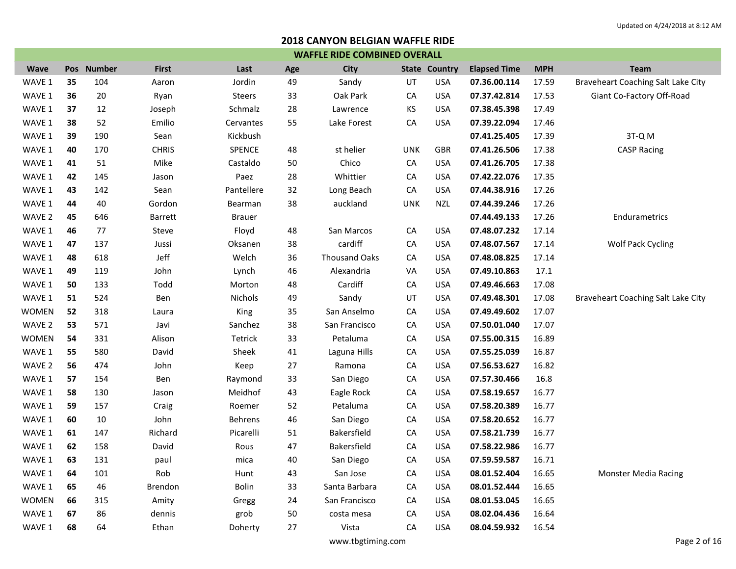Updated on 4/24/2018 at 8:12 AM

# 2018 CANYON BELGIAN WAFFLE RIDE

## WAFFLE RIDE COMBINED OVERALL

| Wave | Pos | Number | First | Last | Age | City | State | Country | Elapsed Time | MPH | Team |
|---|---|---|---|---|---|---|---|---|---|---|---|
| WAVE 1 | **35** | 104 | Aaron | Jordin | 49 | Sandy | UT | USA | **07.36.00.114** | 17.59 | Braveheart Coaching Salt Lake City |
| WAVE 1 | **36** | 20 | Ryan | Steers | 33 | Oak Park | CA | USA | **07.37.42.814** | 17.53 | Giant Co-Factory Off-Road |
| WAVE 1 | **37** | 12 | Joseph | Schmalz | 28 | Lawrence | KS | USA | **07.38.45.398** | 17.49 | |
| WAVE 1 | **38** | 52 | Emilio | Cervantes | 55 | Lake Forest | CA | USA | **07.39.22.094** | 17.46 | |
| WAVE 1 | **39** | 190 | Sean | Kickbush | | | | | **07.41.25.405** | 17.39 | 3T-Q M |
| WAVE 1 | **40** | 170 | CHRIS | SPENCE | 48 | st helier | UNK | GBR | **07.41.26.506** | 17.38 | CASP Racing |
| WAVE 1 | **41** | 51 | Mike | Castaldo | 50 | Chico | CA | USA | **07.41.26.705** | 17.38 | |
| WAVE 1 | **42** | 145 | Jason | Paez | 28 | Whittier | CA | USA | **07.42.22.076** | 17.35 | |
| WAVE 1 | **43** | 142 | Sean | Pantellere | 32 | Long Beach | CA | USA | **07.44.38.916** | 17.26 | |
| WAVE 1 | **44** | 40 | Gordon | Bearman | 38 | auckland | UNK | NZL | **07.44.39.246** | 17.26 | |
| WAVE 2 | **45** | 646 | Barrett | Brauer | | | | | **07.44.49.133** | 17.26 | Endurametrics |
| WAVE 1 | **46** | 77 | Steve | Floyd | 48 | San Marcos | CA | USA | **07.48.07.232** | 17.14 | |
| WAVE 1 | **47** | 137 | Jussi | Oksanen | 38 | cardiff | CA | USA | **07.48.07.567** | 17.14 | Wolf Pack Cycling |
| WAVE 1 | **48** | 618 | Jeff | Welch | 36 | Thousand Oaks | CA | USA | **07.48.08.825** | 17.14 | |
| WAVE 1 | **49** | 119 | John | Lynch | 46 | Alexandria | VA | USA | **07.49.10.863** | 17.1 | |
| WAVE 1 | **50** | 133 | Todd | Morton | 48 | Cardiff | CA | USA | **07.49.46.663** | 17.08 | |
| WAVE 1 | **51** | 524 | Ben | Nichols | 49 | Sandy | UT | USA | **07.49.48.301** | 17.08 | Braveheart Coaching Salt Lake City |
| WOMEN | **52** | 318 | Laura | King | 35 | San Anselmo | CA | USA | **07.49.49.602** | 17.07 | |
| WAVE 2 | **53** | 571 | Javi | Sanchez | 38 | San Francisco | CA | USA | **07.50.01.040** | 17.07 | |
| WOMEN | **54** | 331 | Alison | Tetrick | 33 | Petaluma | CA | USA | **07.55.00.315** | 16.89 | |
| WAVE 1 | **55** | 580 | David | Sheek | 41 | Laguna Hills | CA | USA | **07.55.25.039** | 16.87 | |
| WAVE 2 | **56** | 474 | John | Keep | 27 | Ramona | CA | USA | **07.56.53.627** | 16.82 | |
| WAVE 1 | **57** | 154 | Ben | Raymond | 33 | San Diego | CA | USA | **07.57.30.466** | 16.8 | |
| WAVE 1 | **58** | 130 | Jason | Meidhof | 43 | Eagle Rock | CA | USA | **07.58.19.657** | 16.77 | |
| WAVE 1 | **59** | 157 | Craig | Roemer | 52 | Petaluma | CA | USA | **07.58.20.389** | 16.77 | |
| WAVE 1 | **60** | 10 | John | Behrens | 46 | San Diego | CA | USA | **07.58.20.652** | 16.77 | |
| WAVE 1 | **61** | 147 | Richard | Picarelli | 51 | Bakersfield | CA | USA | **07.58.21.739** | 16.77 | |
| WAVE 1 | **62** | 158 | David | Rous | 47 | Bakersfield | CA | USA | **07.58.22.986** | 16.77 | |
| WAVE 1 | **63** | 131 | paul | mica | 40 | San Diego | CA | USA | **07.59.59.587** | 16.71 | |
| WAVE 1 | **64** | 101 | Rob | Hunt | 43 | San Jose | CA | USA | **08.01.52.404** | 16.65 | Monster Media Racing |
| WAVE 1 | **65** | 46 | Brendon | Bolin | 33 | Santa Barbara | CA | USA | **08.01.52.444** | 16.65 | |
| WOMEN | **66** | 315 | Amity | Gregg | 24 | San Francisco | CA | USA | **08.01.53.045** | 16.65 | |
| WAVE 1 | **67** | 86 | dennis | grob | 50 | costa mesa | CA | USA | **08.02.04.436** | 16.64 | |
| WAVE 1 | **68** | 64 | Ethan | Doherty | 27 | Vista | CA | USA | **08.04.59.932** | 16.54 | |

www.tbgtiming.com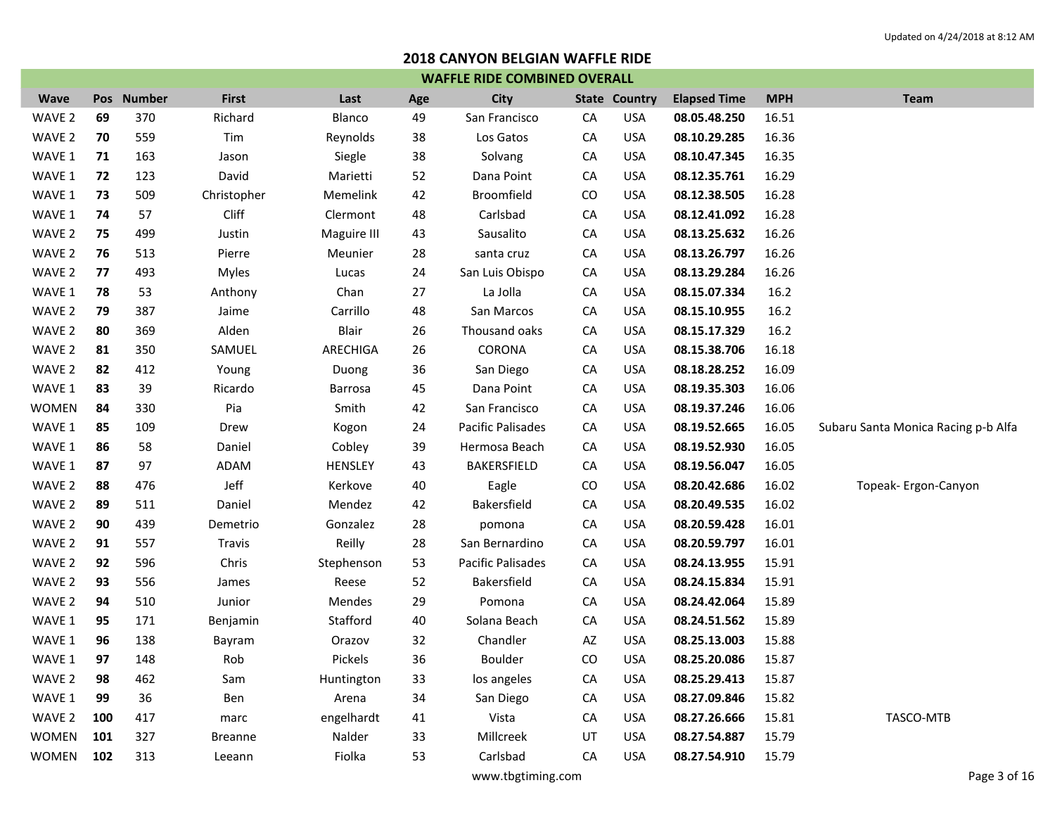Updated on 4/24/2018 at 8:12 AM

# 2018 CANYON BELGIAN WAFFLE RIDE

## WAFFLE RIDE COMBINED OVERALL

| Wave | Pos | Number | First | Last | Age | City | State | Country | Elapsed Time | MPH | Team |
|---|---|---|---|---|---|---|---|---|---|---|---|
| WAVE 2 | **69** | 370 | Richard | Blanco | 49 | San Francisco | CA | USA | **08.05.48.250** | 16.51 | |
| WAVE 2 | **70** | 559 | Tim | Reynolds | 38 | Los Gatos | CA | USA | **08.10.29.285** | 16.36 | |
| WAVE 1 | **71** | 163 | Jason | Siegle | 38 | Solvang | CA | USA | **08.10.47.345** | 16.35 | |
| WAVE 1 | **72** | 123 | David | Marietti | 52 | Dana Point | CA | USA | **08.12.35.761** | 16.29 | |
| WAVE 1 | **73** | 509 | Christopher | Memelink | 42 | Broomfield | CO | USA | **08.12.38.505** | 16.28 | |
| WAVE 1 | **74** | 57 | Cliff | Clermont | 48 | Carlsbad | CA | USA | **08.12.41.092** | 16.28 | |
| WAVE 2 | **75** | 499 | Justin | Maguire III | 43 | Sausalito | CA | USA | **08.13.25.632** | 16.26 | |
| WAVE 2 | **76** | 513 | Pierre | Meunier | 28 | santa cruz | CA | USA | **08.13.26.797** | 16.26 | |
| WAVE 2 | **77** | 493 | Myles | Lucas | 24 | San Luis Obispo | CA | USA | **08.13.29.284** | 16.26 | |
| WAVE 1 | **78** | 53 | Anthony | Chan | 27 | La Jolla | CA | USA | **08.15.07.334** | 16.2 | |
| WAVE 2 | **79** | 387 | Jaime | Carrillo | 48 | San Marcos | CA | USA | **08.15.10.955** | 16.2 | |
| WAVE 2 | **80** | 369 | Alden | Blair | 26 | Thousand oaks | CA | USA | **08.15.17.329** | 16.2 | |
| WAVE 2 | **81** | 350 | SAMUEL | ARECHIGA | 26 | CORONA | CA | USA | **08.15.38.706** | 16.18 | |
| WAVE 2 | **82** | 412 | Young | Duong | 36 | San Diego | CA | USA | **08.18.28.252** | 16.09 | |
| WAVE 1 | **83** | 39 | Ricardo | Barrosa | 45 | Dana Point | CA | USA | **08.19.35.303** | 16.06 | |
| WOMEN | **84** | 330 | Pia | Smith | 42 | San Francisco | CA | USA | **08.19.37.246** | 16.06 | |
| WAVE 1 | **85** | 109 | Drew | Kogon | 24 | Pacific Palisades | CA | USA | **08.19.52.665** | 16.05 | Subaru Santa Monica Racing p-b Alfa |
| WAVE 1 | **86** | 58 | Daniel | Cobley | 39 | Hermosa Beach | CA | USA | **08.19.52.930** | 16.05 | |
| WAVE 1 | **87** | 97 | ADAM | HENSLEY | 43 | BAKERSFIELD | CA | USA | **08.19.56.047** | 16.05 | |
| WAVE 2 | **88** | 476 | Jeff | Kerkove | 40 | Eagle | CO | USA | **08.20.42.686** | 16.02 | Topeak- Ergon-Canyon |
| WAVE 2 | **89** | 511 | Daniel | Mendez | 42 | Bakersfield | CA | USA | **08.20.49.535** | 16.02 | |
| WAVE 2 | **90** | 439 | Demetrio | Gonzalez | 28 | pomona | CA | USA | **08.20.59.428** | 16.01 | |
| WAVE 2 | **91** | 557 | Travis | Reilly | 28 | San Bernardino | CA | USA | **08.20.59.797** | 16.01 | |
| WAVE 2 | **92** | 596 | Chris | Stephenson | 53 | Pacific Palisades | CA | USA | **08.24.13.955** | 15.91 | |
| WAVE 2 | **93** | 556 | James | Reese | 52 | Bakersfield | CA | USA | **08.24.15.834** | 15.91 | |
| WAVE 2 | **94** | 510 | Junior | Mendes | 29 | Pomona | CA | USA | **08.24.42.064** | 15.89 | |
| WAVE 1 | **95** | 171 | Benjamin | Stafford | 40 | Solana Beach | CA | USA | **08.24.51.562** | 15.89 | |
| WAVE 1 | **96** | 138 | Bayram | Orazov | 32 | Chandler | AZ | USA | **08.25.13.003** | 15.88 | |
| WAVE 1 | **97** | 148 | Rob | Pickels | 36 | Boulder | CO | USA | **08.25.20.086** | 15.87 | |
| WAVE 2 | **98** | 462 | Sam | Huntington | 33 | los angeles | CA | USA | **08.25.29.413** | 15.87 | |
| WAVE 1 | **99** | 36 | Ben | Arena | 34 | San Diego | CA | USA | **08.27.09.846** | 15.82 | |
| WAVE 2 | **100** | 417 | marc | engelhardt | 41 | Vista | CA | USA | **08.27.26.666** | 15.81 | TASCO-MTB |
| WOMEN | **101** | 327 | Breanne | Nalder | 33 | Millcreek | UT | USA | **08.27.54.887** | 15.79 | |
| WOMEN | **102** | 313 | Leeann | Fiolka | 53 | Carlsbad | CA | USA | **08.27.54.910** | 15.79 | |

www.tbgtiming.com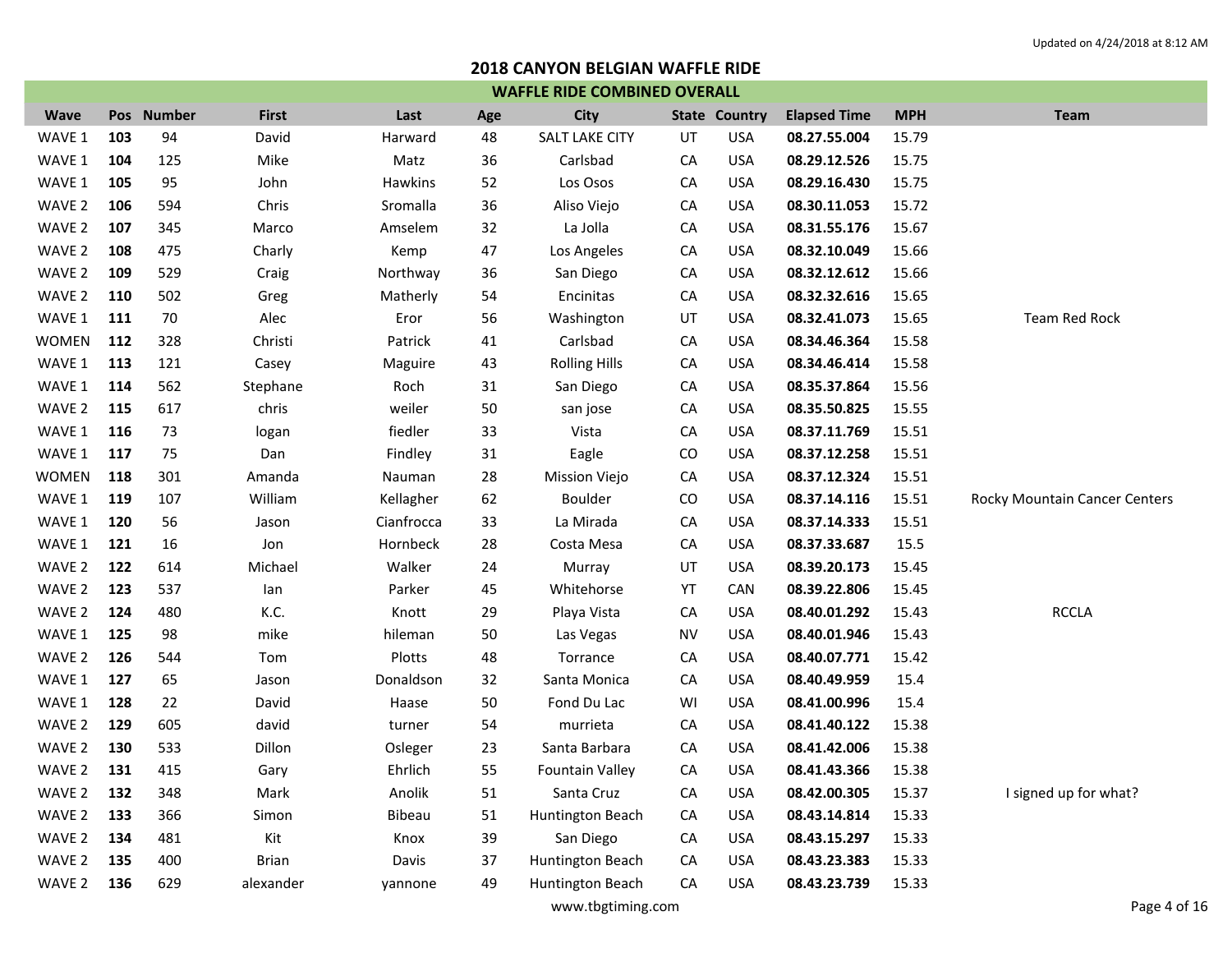Updated on 4/24/2018 at 8:12 AM

# 2018 CANYON BELGIAN WAFFLE RIDE

## WAFFLE RIDE COMBINED OVERALL

| Wave | Pos | Number | First | Last | Age | City | State | Country | Elapsed Time | MPH | Team |
|---|---|---|---|---|---|---|---|---|---|---|---|
| WAVE 1 | **103** | 94 | David | Harward | 48 | SALT LAKE CITY | UT | USA | **08.27.55.004** | 15.79 | |
| WAVE 1 | **104** | 125 | Mike | Matz | 36 | Carlsbad | CA | USA | **08.29.12.526** | 15.75 | |
| WAVE 1 | **105** | 95 | John | Hawkins | 52 | Los Osos | CA | USA | **08.29.16.430** | 15.75 | |
| WAVE 2 | **106** | 594 | Chris | Sromalla | 36 | Aliso Viejo | CA | USA | **08.30.11.053** | 15.72 | |
| WAVE 2 | **107** | 345 | Marco | Amselem | 32 | La Jolla | CA | USA | **08.31.55.176** | 15.67 | |
| WAVE 2 | **108** | 475 | Charly | Kemp | 47 | Los Angeles | CA | USA | **08.32.10.049** | 15.66 | |
| WAVE 2 | **109** | 529 | Craig | Northway | 36 | San Diego | CA | USA | **08.32.12.612** | 15.66 | |
| WAVE 2 | **110** | 502 | Greg | Matherly | 54 | Encinitas | CA | USA | **08.32.32.616** | 15.65 | |
| WAVE 1 | **111** | 70 | Alec | Eror | 56 | Washington | UT | USA | **08.32.41.073** | 15.65 | Team Red Rock |
| WOMEN | **112** | 328 | Christi | Patrick | 41 | Carlsbad | CA | USA | **08.34.46.364** | 15.58 | |
| WAVE 1 | **113** | 121 | Casey | Maguire | 43 | Rolling Hills | CA | USA | **08.34.46.414** | 15.58 | |
| WAVE 1 | **114** | 562 | Stephane | Roch | 31 | San Diego | CA | USA | **08.35.37.864** | 15.56 | |
| WAVE 2 | **115** | 617 | chris | weiler | 50 | san jose | CA | USA | **08.35.50.825** | 15.55 | |
| WAVE 1 | **116** | 73 | logan | fiedler | 33 | Vista | CA | USA | **08.37.11.769** | 15.51 | |
| WAVE 1 | **117** | 75 | Dan | Findley | 31 | Eagle | CO | USA | **08.37.12.258** | 15.51 | |
| WOMEN | **118** | 301 | Amanda | Nauman | 28 | Mission Viejo | CA | USA | **08.37.12.324** | 15.51 | |
| WAVE 1 | **119** | 107 | William | Kellagher | 62 | Boulder | CO | USA | **08.37.14.116** | 15.51 | Rocky Mountain Cancer Centers |
| WAVE 1 | **120** | 56 | Jason | Cianfrocca | 33 | La Mirada | CA | USA | **08.37.14.333** | 15.51 | |
| WAVE 1 | **121** | 16 | Jon | Hornbeck | 28 | Costa Mesa | CA | USA | **08.37.33.687** | 15.5 | |
| WAVE 2 | **122** | 614 | Michael | Walker | 24 | Murray | UT | USA | **08.39.20.173** | 15.45 | |
| WAVE 2 | **123** | 537 | Ian | Parker | 45 | Whitehorse | YT | CAN | **08.39.22.806** | 15.45 | |
| WAVE 2 | **124** | 480 | K.C. | Knott | 29 | Playa Vista | CA | USA | **08.40.01.292** | 15.43 | RCCLA |
| WAVE 1 | **125** | 98 | mike | hileman | 50 | Las Vegas | NV | USA | **08.40.01.946** | 15.43 | |
| WAVE 2 | **126** | 544 | Tom | Plotts | 48 | Torrance | CA | USA | **08.40.07.771** | 15.42 | |
| WAVE 1 | **127** | 65 | Jason | Donaldson | 32 | Santa Monica | CA | USA | **08.40.49.959** | 15.4 | |
| WAVE 1 | **128** | 22 | David | Haase | 50 | Fond Du Lac | WI | USA | **08.41.00.996** | 15.4 | |
| WAVE 2 | **129** | 605 | david | turner | 54 | murrieta | CA | USA | **08.41.40.122** | 15.38 | |
| WAVE 2 | **130** | 533 | Dillon | Osleger | 23 | Santa Barbara | CA | USA | **08.41.42.006** | 15.38 | |
| WAVE 2 | **131** | 415 | Gary | Ehrlich | 55 | Fountain Valley | CA | USA | **08.41.43.366** | 15.38 | |
| WAVE 2 | **132** | 348 | Mark | Anolik | 51 | Santa Cruz | CA | USA | **08.42.00.305** | 15.37 | I signed up for what? |
| WAVE 2 | **133** | 366 | Simon | Bibeau | 51 | Huntington Beach | CA | USA | **08.43.14.814** | 15.33 | |
| WAVE 2 | **134** | 481 | Kit | Knox | 39 | San Diego | CA | USA | **08.43.15.297** | 15.33 | |
| WAVE 2 | **135** | 400 | Brian | Davis | 37 | Huntington Beach | CA | USA | **08.43.23.383** | 15.33 | |
| WAVE 2 | **136** | 629 | alexander | yannone | 49 | Huntington Beach | CA | USA | **08.43.23.739** | 15.33 | |

www.tbgtiming.com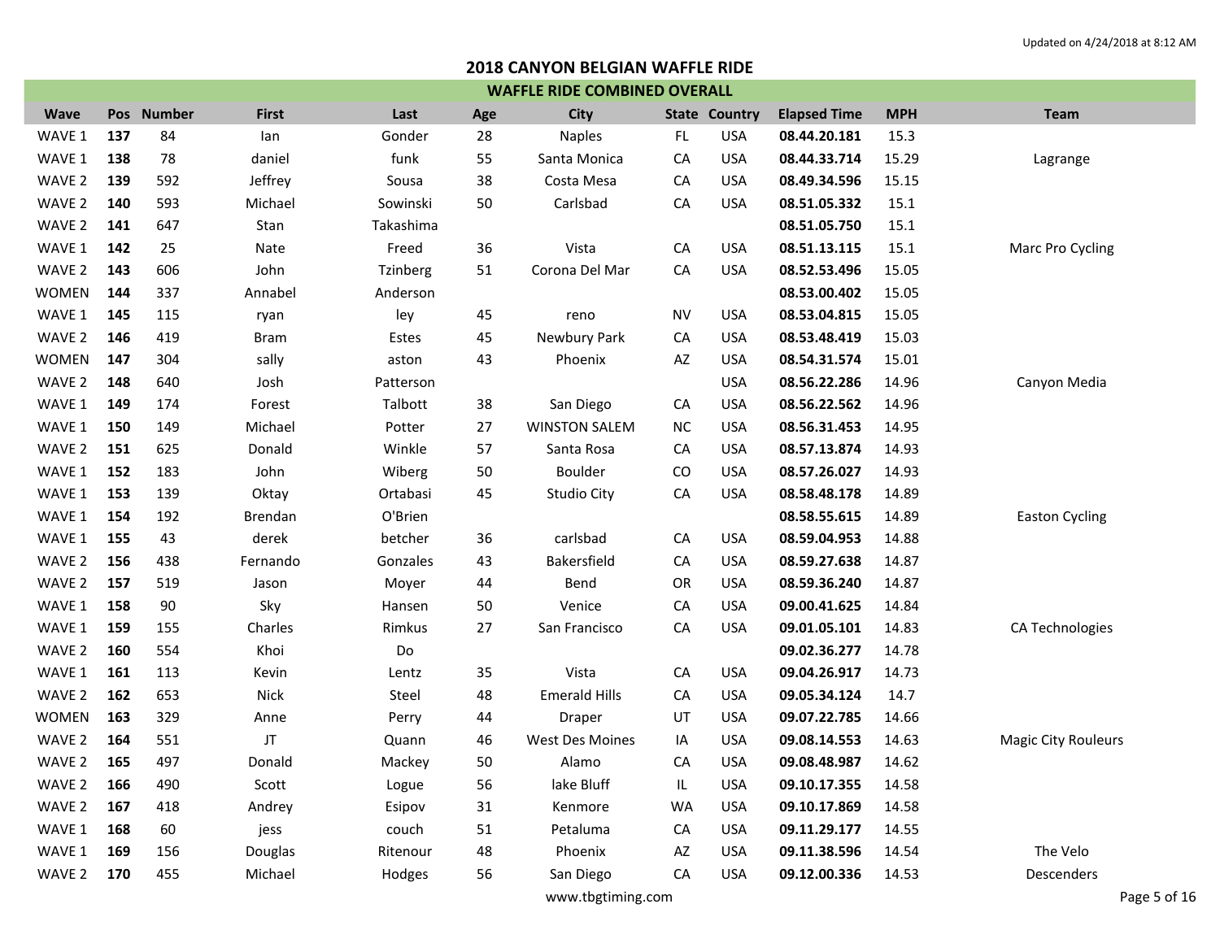Updated on 4/24/2018 at 8:12 AM

# 2018 CANYON BELGIAN WAFFLE RIDE

## WAFFLE RIDE COMBINED OVERALL

| Wave | Pos | Number | First | Last | Age | City | State | Country | Elapsed Time | MPH | Team |
|---|---|---|---|---|---|---|---|---|---|---|---|
| WAVE 1 | **137** | 84 | Ian | Gonder | 28 | Naples | FL | USA | **08.44.20.181** | 15.3 | |
| WAVE 1 | **138** | 78 | daniel | funk | 55 | Santa Monica | CA | USA | **08.44.33.714** | 15.29 | Lagrange |
| WAVE 2 | **139** | 592 | Jeffrey | Sousa | 38 | Costa Mesa | CA | USA | **08.49.34.596** | 15.15 | |
| WAVE 2 | **140** | 593 | Michael | Sowinski | 50 | Carlsbad | CA | USA | **08.51.05.332** | 15.1 | |
| WAVE 2 | **141** | 647 | Stan | Takashima | | | | | **08.51.05.750** | 15.1 | |
| WAVE 1 | **142** | 25 | Nate | Freed | 36 | Vista | CA | USA | **08.51.13.115** | 15.1 | Marc Pro Cycling |
| WAVE 2 | **143** | 606 | John | Tzinberg | 51 | Corona Del Mar | CA | USA | **08.52.53.496** | 15.05 | |
| WOMEN | **144** | 337 | Annabel | Anderson | | | | | **08.53.00.402** | 15.05 | |
| WAVE 1 | **145** | 115 | ryan | ley | 45 | reno | NV | USA | **08.53.04.815** | 15.05 | |
| WAVE 2 | **146** | 419 | Bram | Estes | 45 | Newbury Park | CA | USA | **08.53.48.419** | 15.03 | |
| WOMEN | **147** | 304 | sally | aston | 43 | Phoenix | AZ | USA | **08.54.31.574** | 15.01 | |
| WAVE 2 | **148** | 640 | Josh | Patterson | | | | USA | **08.56.22.286** | 14.96 | Canyon Media |
| WAVE 1 | **149** | 174 | Forest | Talbott | 38 | San Diego | CA | USA | **08.56.22.562** | 14.96 | |
| WAVE 1 | **150** | 149 | Michael | Potter | 27 | WINSTON SALEM | NC | USA | **08.56.31.453** | 14.95 | |
| WAVE 2 | **151** | 625 | Donald | Winkle | 57 | Santa Rosa | CA | USA | **08.57.13.874** | 14.93 | |
| WAVE 1 | **152** | 183 | John | Wiberg | 50 | Boulder | CO | USA | **08.57.26.027** | 14.93 | |
| WAVE 1 | **153** | 139 | Oktay | Ortabasi | 45 | Studio City | CA | USA | **08.58.48.178** | 14.89 | |
| WAVE 1 | **154** | 192 | Brendan | O'Brien | | | | | **08.58.55.615** | 14.89 | Easton Cycling |
| WAVE 1 | **155** | 43 | derek | betcher | 36 | carlsbad | CA | USA | **08.59.04.953** | 14.88 | |
| WAVE 2 | **156** | 438 | Fernando | Gonzales | 43 | Bakersfield | CA | USA | **08.59.27.638** | 14.87 | |
| WAVE 2 | **157** | 519 | Jason | Moyer | 44 | Bend | OR | USA | **08.59.36.240** | 14.87 | |
| WAVE 1 | **158** | 90 | Sky | Hansen | 50 | Venice | CA | USA | **09.00.41.625** | 14.84 | |
| WAVE 1 | **159** | 155 | Charles | Rimkus | 27 | San Francisco | CA | USA | **09.01.05.101** | 14.83 | CA Technologies |
| WAVE 2 | **160** | 554 | Khoi | Do | | | | | **09.02.36.277** | 14.78 | |
| WAVE 1 | **161** | 113 | Kevin | Lentz | 35 | Vista | CA | USA | **09.04.26.917** | 14.73 | |
| WAVE 2 | **162** | 653 | Nick | Steel | 48 | Emerald Hills | CA | USA | **09.05.34.124** | 14.7 | |
| WOMEN | **163** | 329 | Anne | Perry | 44 | Draper | UT | USA | **09.07.22.785** | 14.66 | |
| WAVE 2 | **164** | 551 | JT | Quann | 46 | West Des Moines | IA | USA | **09.08.14.553** | 14.63 | Magic City Rouleurs |
| WAVE 2 | **165** | 497 | Donald | Mackey | 50 | Alamo | CA | USA | **09.08.48.987** | 14.62 | |
| WAVE 2 | **166** | 490 | Scott | Logue | 56 | lake Bluff | IL | USA | **09.10.17.355** | 14.58 | |
| WAVE 2 | **167** | 418 | Andrey | Esipov | 31 | Kenmore | WA | USA | **09.10.17.869** | 14.58 | |
| WAVE 1 | **168** | 60 | jess | couch | 51 | Petaluma | CA | USA | **09.11.29.177** | 14.55 | |
| WAVE 1 | **169** | 156 | Douglas | Ritenour | 48 | Phoenix | AZ | USA | **09.11.38.596** | 14.54 | The Velo |
| WAVE 2 | **170** | 455 | Michael | Hodges | 56 | San Diego | CA | USA | **09.12.00.336** | 14.53 | Descenders |

www.tbgtiming.com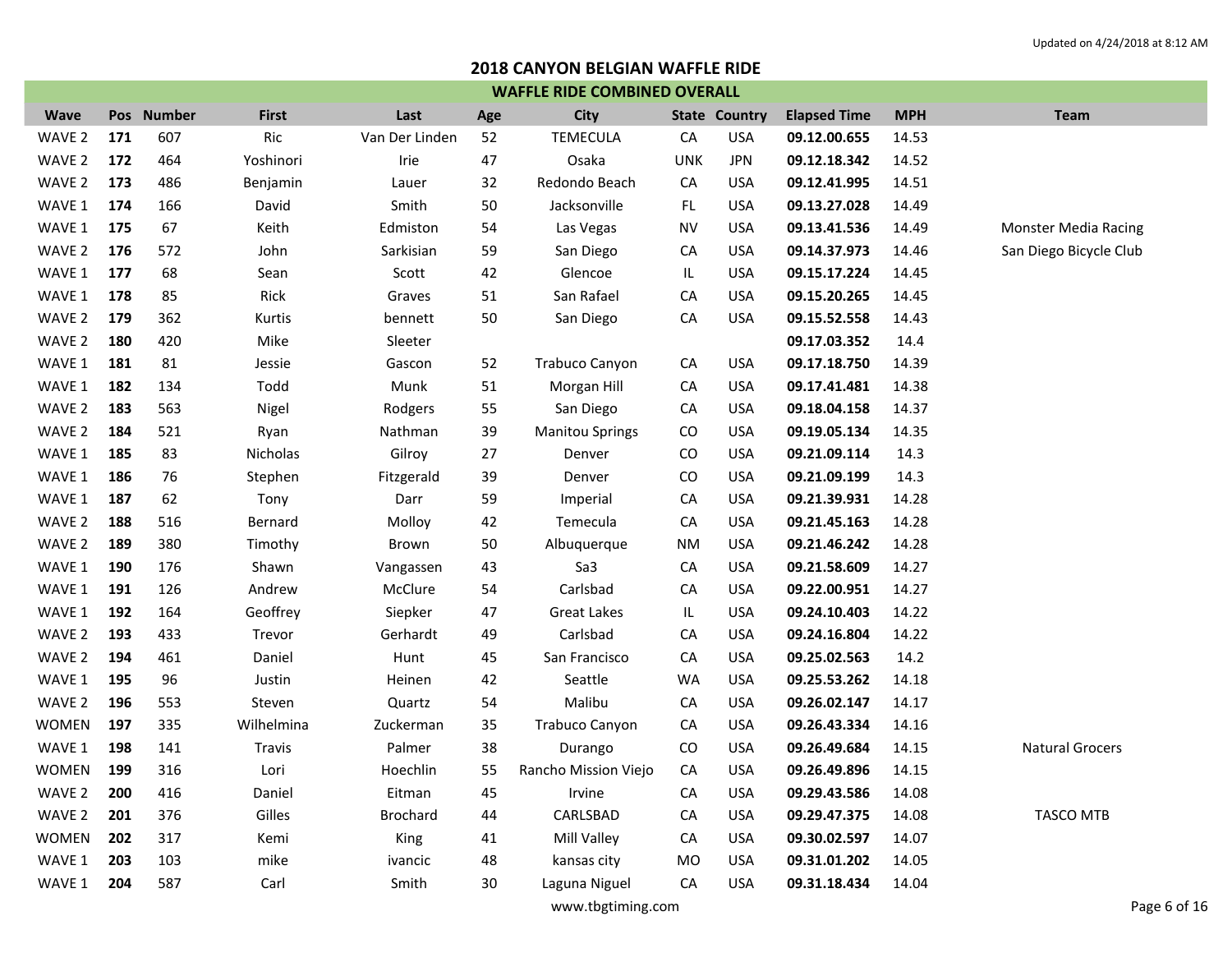Updated on 4/24/2018 at 8:12 AM

# 2018 CANYON BELGIAN WAFFLE RIDE

## WAFFLE RIDE COMBINED OVERALL

| Wave | Pos | Number | First | Last | Age | City | State | Country | Elapsed Time | MPH | Team |
|---|---|---|---|---|---|---|---|---|---|---|---|
| WAVE 2 | **171** | 607 | Ric | Van Der Linden | 52 | TEMECULA | CA | USA | **09.12.00.655** | 14.53 | |
| WAVE 2 | **172** | 464 | Yoshinori | Irie | 47 | Osaka | UNK | JPN | **09.12.18.342** | 14.52 | |
| WAVE 2 | **173** | 486 | Benjamin | Lauer | 32 | Redondo Beach | CA | USA | **09.12.41.995** | 14.51 | |
| WAVE 1 | **174** | 166 | David | Smith | 50 | Jacksonville | FL | USA | **09.13.27.028** | 14.49 | |
| WAVE 1 | **175** | 67 | Keith | Edmiston | 54 | Las Vegas | NV | USA | **09.13.41.536** | 14.49 | Monster Media Racing |
| WAVE 2 | **176** | 572 | John | Sarkisian | 59 | San Diego | CA | USA | **09.14.37.973** | 14.46 | San Diego Bicycle Club |
| WAVE 1 | **177** | 68 | Sean | Scott | 42 | Glencoe | IL | USA | **09.15.17.224** | 14.45 | |
| WAVE 1 | **178** | 85 | Rick | Graves | 51 | San Rafael | CA | USA | **09.15.20.265** | 14.45 | |
| WAVE 2 | **179** | 362 | Kurtis | bennett | 50 | San Diego | CA | USA | **09.15.52.558** | 14.43 | |
| WAVE 2 | **180** | 420 | Mike | Sleeter | | | | | **09.17.03.352** | 14.4 | |
| WAVE 1 | **181** | 81 | Jessie | Gascon | 52 | Trabuco Canyon | CA | USA | **09.17.18.750** | 14.39 | |
| WAVE 1 | **182** | 134 | Todd | Munk | 51 | Morgan Hill | CA | USA | **09.17.41.481** | 14.38 | |
| WAVE 2 | **183** | 563 | Nigel | Rodgers | 55 | San Diego | CA | USA | **09.18.04.158** | 14.37 | |
| WAVE 2 | **184** | 521 | Ryan | Nathman | 39 | Manitou Springs | CO | USA | **09.19.05.134** | 14.35 | |
| WAVE 1 | **185** | 83 | Nicholas | Gilroy | 27 | Denver | CO | USA | **09.21.09.114** | 14.3 | |
| WAVE 1 | **186** | 76 | Stephen | Fitzgerald | 39 | Denver | CO | USA | **09.21.09.199** | 14.3 | |
| WAVE 1 | **187** | 62 | Tony | Darr | 59 | Imperial | CA | USA | **09.21.39.931** | 14.28 | |
| WAVE 2 | **188** | 516 | Bernard | Molloy | 42 | Temecula | CA | USA | **09.21.45.163** | 14.28 | |
| WAVE 2 | **189** | 380 | Timothy | Brown | 50 | Albuquerque | NM | USA | **09.21.46.242** | 14.28 | |
| WAVE 1 | **190** | 176 | Shawn | Vangassen | 43 | Sa3 | CA | USA | **09.21.58.609** | 14.27 | |
| WAVE 1 | **191** | 126 | Andrew | McClure | 54 | Carlsbad | CA | USA | **09.22.00.951** | 14.27 | |
| WAVE 1 | **192** | 164 | Geoffrey | Siepker | 47 | Great Lakes | IL | USA | **09.24.10.403** | 14.22 | |
| WAVE 2 | **193** | 433 | Trevor | Gerhardt | 49 | Carlsbad | CA | USA | **09.24.16.804** | 14.22 | |
| WAVE 2 | **194** | 461 | Daniel | Hunt | 45 | San Francisco | CA | USA | **09.25.02.563** | 14.2 | |
| WAVE 1 | **195** | 96 | Justin | Heinen | 42 | Seattle | WA | USA | **09.25.53.262** | 14.18 | |
| WAVE 2 | **196** | 553 | Steven | Quartz | 54 | Malibu | CA | USA | **09.26.02.147** | 14.17 | |
| WOMEN | **197** | 335 | Wilhelmina | Zuckerman | 35 | Trabuco Canyon | CA | USA | **09.26.43.334** | 14.16 | |
| WAVE 1 | **198** | 141 | Travis | Palmer | 38 | Durango | CO | USA | **09.26.49.684** | 14.15 | Natural Grocers |
| WOMEN | **199** | 316 | Lori | Hoechlin | 55 | Rancho Mission Viejo | CA | USA | **09.26.49.896** | 14.15 | |
| WAVE 2 | **200** | 416 | Daniel | Eitman | 45 | Irvine | CA | USA | **09.29.43.586** | 14.08 | |
| WAVE 2 | **201** | 376 | Gilles | Brochard | 44 | CARLSBAD | CA | USA | **09.29.47.375** | 14.08 | TASCO MTB |
| WOMEN | **202** | 317 | Kemi | King | 41 | Mill Valley | CA | USA | **09.30.02.597** | 14.07 | |
| WAVE 1 | **203** | 103 | mike | ivancic | 48 | kansas city | MO | USA | **09.31.01.202** | 14.05 | |
| WAVE 1 | **204** | 587 | Carl | Smith | 30 | Laguna Niguel | CA | USA | **09.31.18.434** | 14.04 | |

www.tbgtiming.com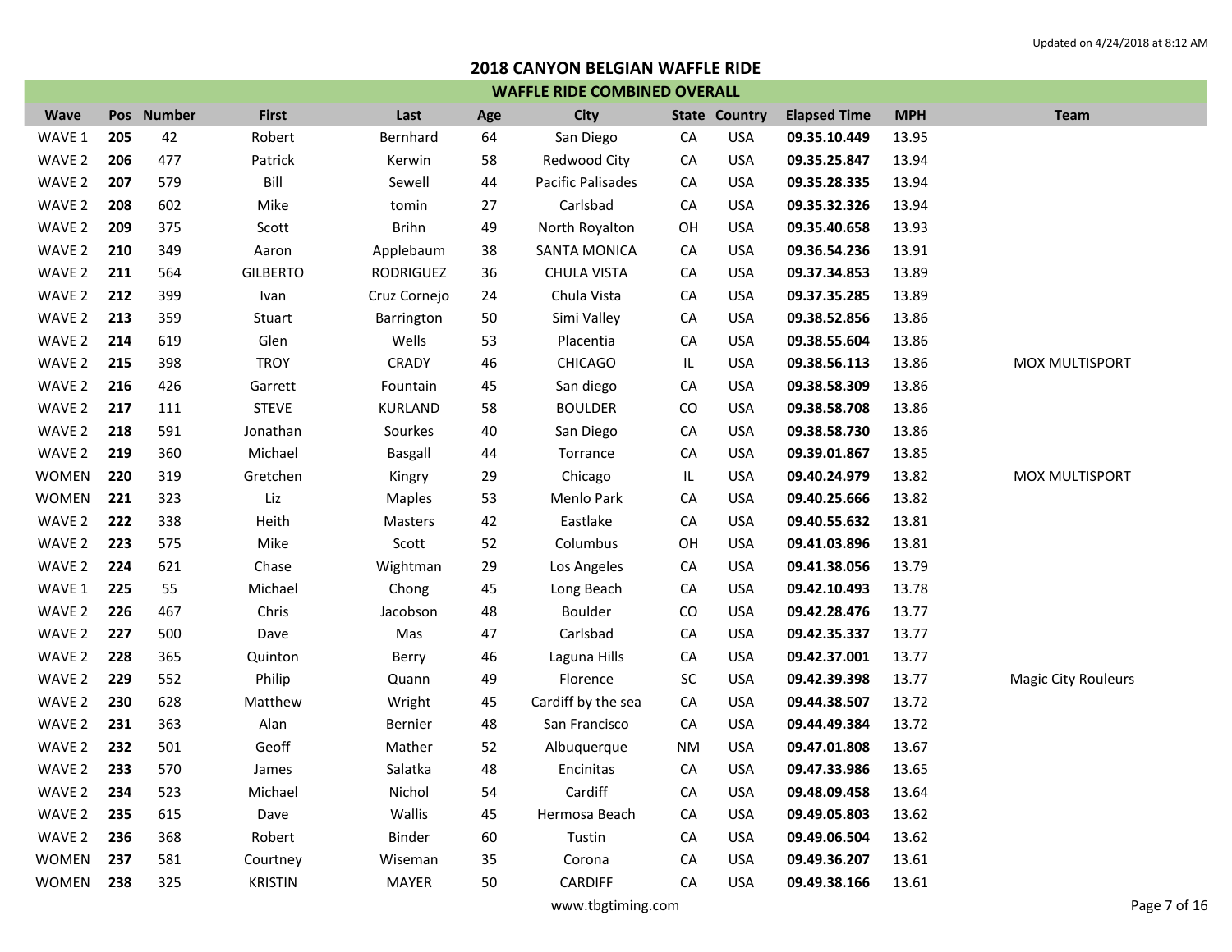Updated on 4/24/2018 at 8:12 AM

# 2018 CANYON BELGIAN WAFFLE RIDE

## WAFFLE RIDE COMBINED OVERALL

| Wave | Pos | Number | First | Last | Age | City | State | Country | Elapsed Time | MPH | Team |
|---|---|---|---|---|---|---|---|---|---|---|---|
| WAVE 1 | **205** | 42 | Robert | Bernhard | 64 | San Diego | CA | USA | **09.35.10.449** | 13.95 | |
| WAVE 2 | **206** | 477 | Patrick | Kerwin | 58 | Redwood City | CA | USA | **09.35.25.847** | 13.94 | |
| WAVE 2 | **207** | 579 | Bill | Sewell | 44 | Pacific Palisades | CA | USA | **09.35.28.335** | 13.94 | |
| WAVE 2 | **208** | 602 | Mike | tomin | 27 | Carlsbad | CA | USA | **09.35.32.326** | 13.94 | |
| WAVE 2 | **209** | 375 | Scott | Brihn | 49 | North Royalton | OH | USA | **09.35.40.658** | 13.93 | |
| WAVE 2 | **210** | 349 | Aaron | Applebaum | 38 | SANTA MONICA | CA | USA | **09.36.54.236** | 13.91 | |
| WAVE 2 | **211** | 564 | GILBERTO | RODRIGUEZ | 36 | CHULA VISTA | CA | USA | **09.37.34.853** | 13.89 | |
| WAVE 2 | **212** | 399 | Ivan | Cruz Cornejo | 24 | Chula Vista | CA | USA | **09.37.35.285** | 13.89 | |
| WAVE 2 | **213** | 359 | Stuart | Barrington | 50 | Simi Valley | CA | USA | **09.38.52.856** | 13.86 | |
| WAVE 2 | **214** | 619 | Glen | Wells | 53 | Placentia | CA | USA | **09.38.55.604** | 13.86 | |
| WAVE 2 | **215** | 398 | TROY | CRADY | 46 | CHICAGO | IL | USA | **09.38.56.113** | 13.86 | MOX MULTISPORT |
| WAVE 2 | **216** | 426 | Garrett | Fountain | 45 | San diego | CA | USA | **09.38.58.309** | 13.86 | |
| WAVE 2 | **217** | 111 | STEVE | KURLAND | 58 | BOULDER | CO | USA | **09.38.58.708** | 13.86 | |
| WAVE 2 | **218** | 591 | Jonathan | Sourkes | 40 | San Diego | CA | USA | **09.38.58.730** | 13.86 | |
| WAVE 2 | **219** | 360 | Michael | Basgall | 44 | Torrance | CA | USA | **09.39.01.867** | 13.85 | |
| WOMEN | **220** | 319 | Gretchen | Kingry | 29 | Chicago | IL | USA | **09.40.24.979** | 13.82 | MOX MULTISPORT |
| WOMEN | **221** | 323 | Liz | Maples | 53 | Menlo Park | CA | USA | **09.40.25.666** | 13.82 | |
| WAVE 2 | **222** | 338 | Heith | Masters | 42 | Eastlake | CA | USA | **09.40.55.632** | 13.81 | |
| WAVE 2 | **223** | 575 | Mike | Scott | 52 | Columbus | OH | USA | **09.41.03.896** | 13.81 | |
| WAVE 2 | **224** | 621 | Chase | Wightman | 29 | Los Angeles | CA | USA | **09.41.38.056** | 13.79 | |
| WAVE 1 | **225** | 55 | Michael | Chong | 45 | Long Beach | CA | USA | **09.42.10.493** | 13.78 | |
| WAVE 2 | **226** | 467 | Chris | Jacobson | 48 | Boulder | CO | USA | **09.42.28.476** | 13.77 | |
| WAVE 2 | **227** | 500 | Dave | Mas | 47 | Carlsbad | CA | USA | **09.42.35.337** | 13.77 | |
| WAVE 2 | **228** | 365 | Quinton | Berry | 46 | Laguna Hills | CA | USA | **09.42.37.001** | 13.77 | |
| WAVE 2 | **229** | 552 | Philip | Quann | 49 | Florence | SC | USA | **09.42.39.398** | 13.77 | Magic City Rouleurs |
| WAVE 2 | **230** | 628 | Matthew | Wright | 45 | Cardiff by the sea | CA | USA | **09.44.38.507** | 13.72 | |
| WAVE 2 | **231** | 363 | Alan | Bernier | 48 | San Francisco | CA | USA | **09.44.49.384** | 13.72 | |
| WAVE 2 | **232** | 501 | Geoff | Mather | 52 | Albuquerque | NM | USA | **09.47.01.808** | 13.67 | |
| WAVE 2 | **233** | 570 | James | Salatka | 48 | Encinitas | CA | USA | **09.47.33.986** | 13.65 | |
| WAVE 2 | **234** | 523 | Michael | Nichol | 54 | Cardiff | CA | USA | **09.48.09.458** | 13.64 | |
| WAVE 2 | **235** | 615 | Dave | Wallis | 45 | Hermosa Beach | CA | USA | **09.49.05.803** | 13.62 | |
| WAVE 2 | **236** | 368 | Robert | Binder | 60 | Tustin | CA | USA | **09.49.06.504** | 13.62 | |
| WOMEN | **237** | 581 | Courtney | Wiseman | 35 | Corona | CA | USA | **09.49.36.207** | 13.61 | |
| WOMEN | **238** | 325 | KRISTIN | MAYER | 50 | CARDIFF | CA | USA | **09.49.38.166** | 13.61 | |

www.tbgtiming.com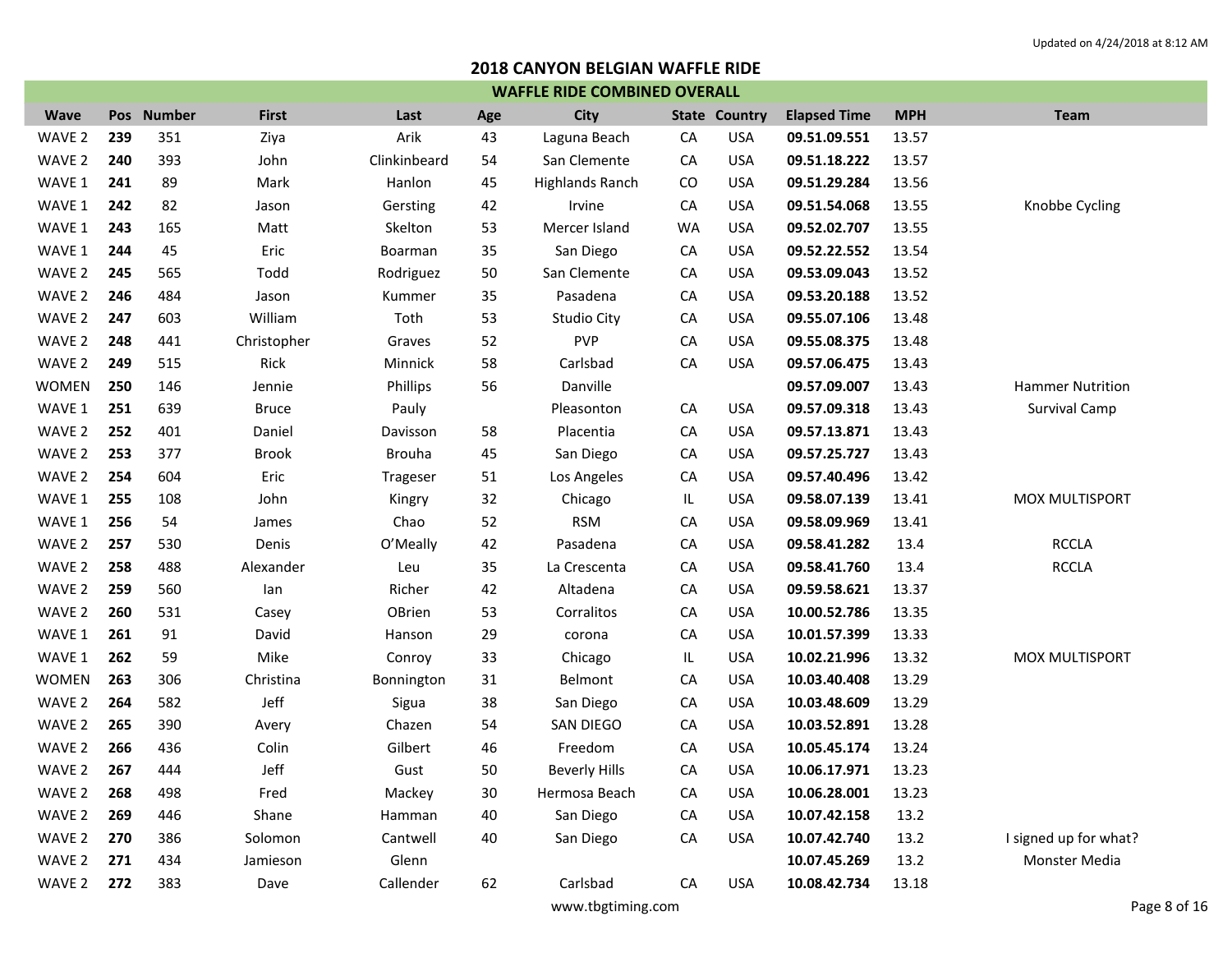Updated on 4/24/2018 at 8:12 AM

# 2018 CANYON BELGIAN WAFFLE RIDE

## WAFFLE RIDE COMBINED OVERALL

| Wave | Pos | Number | First | Last | Age | City | State | Country | Elapsed Time | MPH | Team |
|---|---|---|---|---|---|---|---|---|---|---|---|
| WAVE 2 | **239** | 351 | Ziya | Arik | 43 | Laguna Beach | CA | USA | **09.51.09.551** | 13.57 | |
| WAVE 2 | **240** | 393 | John | Clinkinbeard | 54 | San Clemente | CA | USA | **09.51.18.222** | 13.57 | |
| WAVE 1 | **241** | 89 | Mark | Hanlon | 45 | Highlands Ranch | CO | USA | **09.51.29.284** | 13.56 | |
| WAVE 1 | **242** | 82 | Jason | Gersting | 42 | Irvine | CA | USA | **09.51.54.068** | 13.55 | Knobbe Cycling |
| WAVE 1 | **243** | 165 | Matt | Skelton | 53 | Mercer Island | WA | USA | **09.52.02.707** | 13.55 | |
| WAVE 1 | **244** | 45 | Eric | Boarman | 35 | San Diego | CA | USA | **09.52.22.552** | 13.54 | |
| WAVE 2 | **245** | 565 | Todd | Rodriguez | 50 | San Clemente | CA | USA | **09.53.09.043** | 13.52 | |
| WAVE 2 | **246** | 484 | Jason | Kummer | 35 | Pasadena | CA | USA | **09.53.20.188** | 13.52 | |
| WAVE 2 | **247** | 603 | William | Toth | 53 | Studio City | CA | USA | **09.55.07.106** | 13.48 | |
| WAVE 2 | **248** | 441 | Christopher | Graves | 52 | PVP | CA | USA | **09.55.08.375** | 13.48 | |
| WAVE 2 | **249** | 515 | Rick | Minnick | 58 | Carlsbad | CA | USA | **09.57.06.475** | 13.43 | |
| WOMEN | **250** | 146 | Jennie | Phillips | 56 | Danville | | | **09.57.09.007** | 13.43 | Hammer Nutrition |
| WAVE 1 | **251** | 639 | Bruce | Pauly | | Pleasonton | CA | USA | **09.57.09.318** | 13.43 | Survival Camp |
| WAVE 2 | **252** | 401 | Daniel | Davisson | 58 | Placentia | CA | USA | **09.57.13.871** | 13.43 | |
| WAVE 2 | **253** | 377 | Brook | Brouha | 45 | San Diego | CA | USA | **09.57.25.727** | 13.43 | |
| WAVE 2 | **254** | 604 | Eric | Trageser | 51 | Los Angeles | CA | USA | **09.57.40.496** | 13.42 | |
| WAVE 1 | **255** | 108 | John | Kingry | 32 | Chicago | IL | USA | **09.58.07.139** | 13.41 | MOX MULTISPORT |
| WAVE 1 | **256** | 54 | James | Chao | 52 | RSM | CA | USA | **09.58.09.969** | 13.41 | |
| WAVE 2 | **257** | 530 | Denis | O'Meally | 42 | Pasadena | CA | USA | **09.58.41.282** | 13.4 | RCCLA |
| WAVE 2 | **258** | 488 | Alexander | Leu | 35 | La Crescenta | CA | USA | **09.58.41.760** | 13.4 | RCCLA |
| WAVE 2 | **259** | 560 | Ian | Richer | 42 | Altadena | CA | USA | **09.59.58.621** | 13.37 | |
| WAVE 2 | **260** | 531 | Casey | OBrien | 53 | Corralitos | CA | USA | **10.00.52.786** | 13.35 | |
| WAVE 1 | **261** | 91 | David | Hanson | 29 | corona | CA | USA | **10.01.57.399** | 13.33 | |
| WAVE 1 | **262** | 59 | Mike | Conroy | 33 | Chicago | IL | USA | **10.02.21.996** | 13.32 | MOX MULTISPORT |
| WOMEN | **263** | 306 | Christina | Bonnington | 31 | Belmont | CA | USA | **10.03.40.408** | 13.29 | |
| WAVE 2 | **264** | 582 | Jeff | Sigua | 38 | San Diego | CA | USA | **10.03.48.609** | 13.29 | |
| WAVE 2 | **265** | 390 | Avery | Chazen | 54 | SAN DIEGO | CA | USA | **10.03.52.891** | 13.28 | |
| WAVE 2 | **266** | 436 | Colin | Gilbert | 46 | Freedom | CA | USA | **10.05.45.174** | 13.24 | |
| WAVE 2 | **267** | 444 | Jeff | Gust | 50 | Beverly Hills | CA | USA | **10.06.17.971** | 13.23 | |
| WAVE 2 | **268** | 498 | Fred | Mackey | 30 | Hermosa Beach | CA | USA | **10.06.28.001** | 13.23 | |
| WAVE 2 | **269** | 446 | Shane | Hamman | 40 | San Diego | CA | USA | **10.07.42.158** | 13.2 | |
| WAVE 2 | **270** | 386 | Solomon | Cantwell | 40 | San Diego | CA | USA | **10.07.42.740** | 13.2 | I signed up for what? |
| WAVE 2 | **271** | 434 | Jamieson | Glenn | | | | | **10.07.45.269** | 13.2 | Monster Media |
| WAVE 2 | **272** | 383 | Dave | Callender | 62 | Carlsbad | CA | USA | **10.08.42.734** | 13.18 | |

www.tbgtiming.com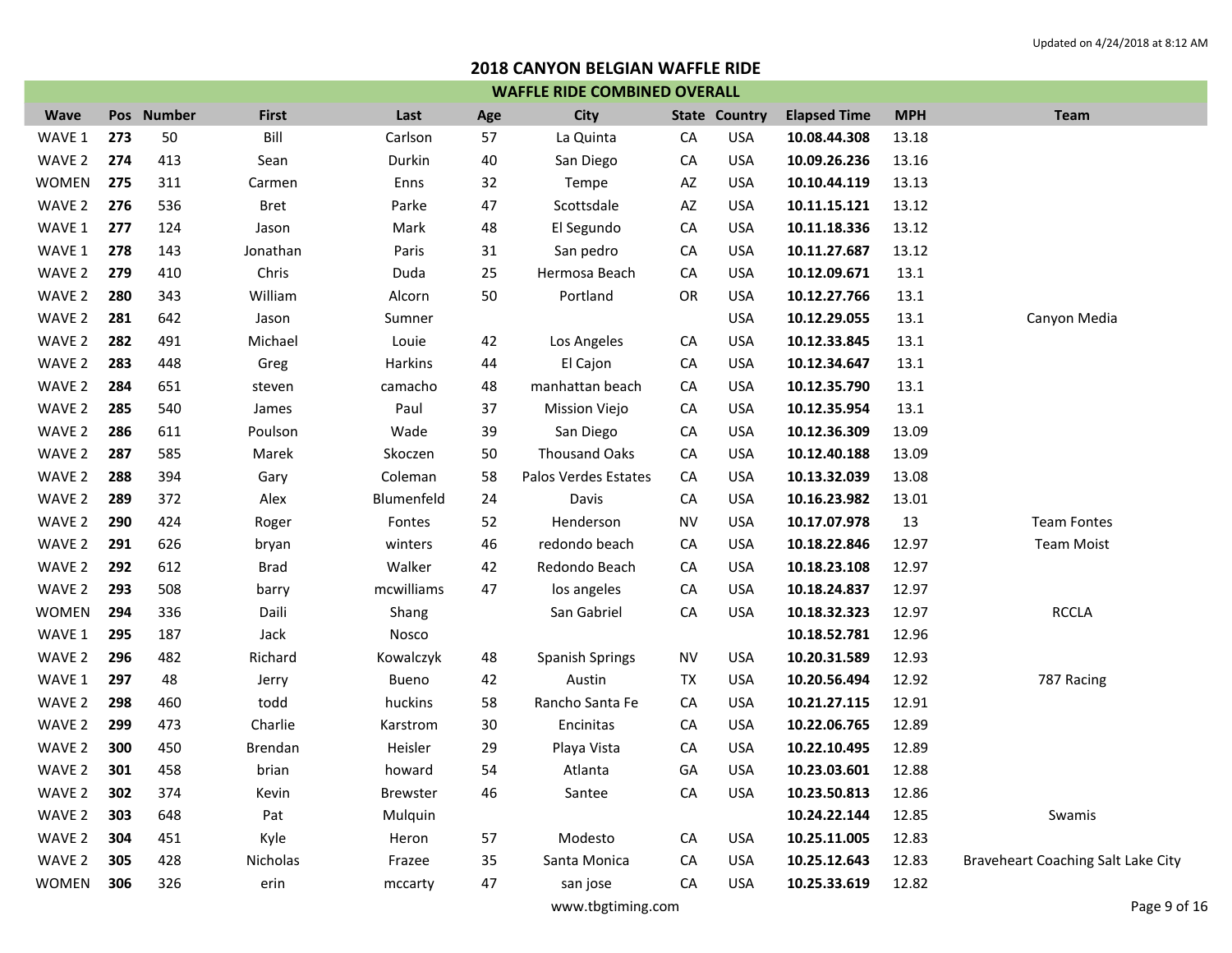Updated on 4/24/2018 at 8:12 AM

# 2018 CANYON BELGIAN WAFFLE RIDE

## WAFFLE RIDE COMBINED OVERALL

| Wave | Pos | Number | First | Last | Age | City | State | Country | Elapsed Time | MPH | Team |
|---|---|---|---|---|---|---|---|---|---|---|---|
| WAVE 1 | **273** | 50 | Bill | Carlson | 57 | La Quinta | CA | USA | **10.08.44.308** | 13.18 | |
| WAVE 2 | **274** | 413 | Sean | Durkin | 40 | San Diego | CA | USA | **10.09.26.236** | 13.16 | |
| WOMEN | **275** | 311 | Carmen | Enns | 32 | Tempe | AZ | USA | **10.10.44.119** | 13.13 | |
| WAVE 2 | **276** | 536 | Bret | Parke | 47 | Scottsdale | AZ | USA | **10.11.15.121** | 13.12 | |
| WAVE 1 | **277** | 124 | Jason | Mark | 48 | El Segundo | CA | USA | **10.11.18.336** | 13.12 | |
| WAVE 1 | **278** | 143 | Jonathan | Paris | 31 | San pedro | CA | USA | **10.11.27.687** | 13.12 | |
| WAVE 2 | **279** | 410 | Chris | Duda | 25 | Hermosa Beach | CA | USA | **10.12.09.671** | 13.1 | |
| WAVE 2 | **280** | 343 | William | Alcorn | 50 | Portland | OR | USA | **10.12.27.766** | 13.1 | |
| WAVE 2 | **281** | 642 | Jason | Sumner | | | | USA | **10.12.29.055** | 13.1 | Canyon Media |
| WAVE 2 | **282** | 491 | Michael | Louie | 42 | Los Angeles | CA | USA | **10.12.33.845** | 13.1 | |
| WAVE 2 | **283** | 448 | Greg | Harkins | 44 | El Cajon | CA | USA | **10.12.34.647** | 13.1 | |
| WAVE 2 | **284** | 651 | steven | camacho | 48 | manhattan beach | CA | USA | **10.12.35.790** | 13.1 | |
| WAVE 2 | **285** | 540 | James | Paul | 37 | Mission Viejo | CA | USA | **10.12.35.954** | 13.1 | |
| WAVE 2 | **286** | 611 | Poulson | Wade | 39 | San Diego | CA | USA | **10.12.36.309** | 13.09 | |
| WAVE 2 | **287** | 585 | Marek | Skoczen | 50 | Thousand Oaks | CA | USA | **10.12.40.188** | 13.09 | |
| WAVE 2 | **288** | 394 | Gary | Coleman | 58 | Palos Verdes Estates | CA | USA | **10.13.32.039** | 13.08 | |
| WAVE 2 | **289** | 372 | Alex | Blumenfeld | 24 | Davis | CA | USA | **10.16.23.982** | 13.01 | |
| WAVE 2 | **290** | 424 | Roger | Fontes | 52 | Henderson | NV | USA | **10.17.07.978** | 13 | Team Fontes |
| WAVE 2 | **291** | 626 | bryan | winters | 46 | redondo beach | CA | USA | **10.18.22.846** | 12.97 | Team Moist |
| WAVE 2 | **292** | 612 | Brad | Walker | 42 | Redondo Beach | CA | USA | **10.18.23.108** | 12.97 | |
| WAVE 2 | **293** | 508 | barry | mcwilliams | 47 | los angeles | CA | USA | **10.18.24.837** | 12.97 | |
| WOMEN | **294** | 336 | Daili | Shang | | San Gabriel | CA | USA | **10.18.32.323** | 12.97 | RCCLA |
| WAVE 1 | **295** | 187 | Jack | Nosco | | | | | **10.18.52.781** | 12.96 | |
| WAVE 2 | **296** | 482 | Richard | Kowalczyk | 48 | Spanish Springs | NV | USA | **10.20.31.589** | 12.93 | |
| WAVE 1 | **297** | 48 | Jerry | Bueno | 42 | Austin | TX | USA | **10.20.56.494** | 12.92 | 787 Racing |
| WAVE 2 | **298** | 460 | todd | huckins | 58 | Rancho Santa Fe | CA | USA | **10.21.27.115** | 12.91 | |
| WAVE 2 | **299** | 473 | Charlie | Karstrom | 30 | Encinitas | CA | USA | **10.22.06.765** | 12.89 | |
| WAVE 2 | **300** | 450 | Brendan | Heisler | 29 | Playa Vista | CA | USA | **10.22.10.495** | 12.89 | |
| WAVE 2 | **301** | 458 | brian | howard | 54 | Atlanta | GA | USA | **10.23.03.601** | 12.88 | |
| WAVE 2 | **302** | 374 | Kevin | Brewster | 46 | Santee | CA | USA | **10.23.50.813** | 12.86 | |
| WAVE 2 | **303** | 648 | Pat | Mulquin | | | | | **10.24.22.144** | 12.85 | Swamis |
| WAVE 2 | **304** | 451 | Kyle | Heron | 57 | Modesto | CA | USA | **10.25.11.005** | 12.83 | |
| WAVE 2 | **305** | 428 | Nicholas | Frazee | 35 | Santa Monica | CA | USA | **10.25.12.643** | 12.83 | Braveheart Coaching Salt Lake City |
| WOMEN | **306** | 326 | erin | mccarty | 47 | san jose | CA | USA | **10.25.33.619** | 12.82 | |

www.tbgtiming.com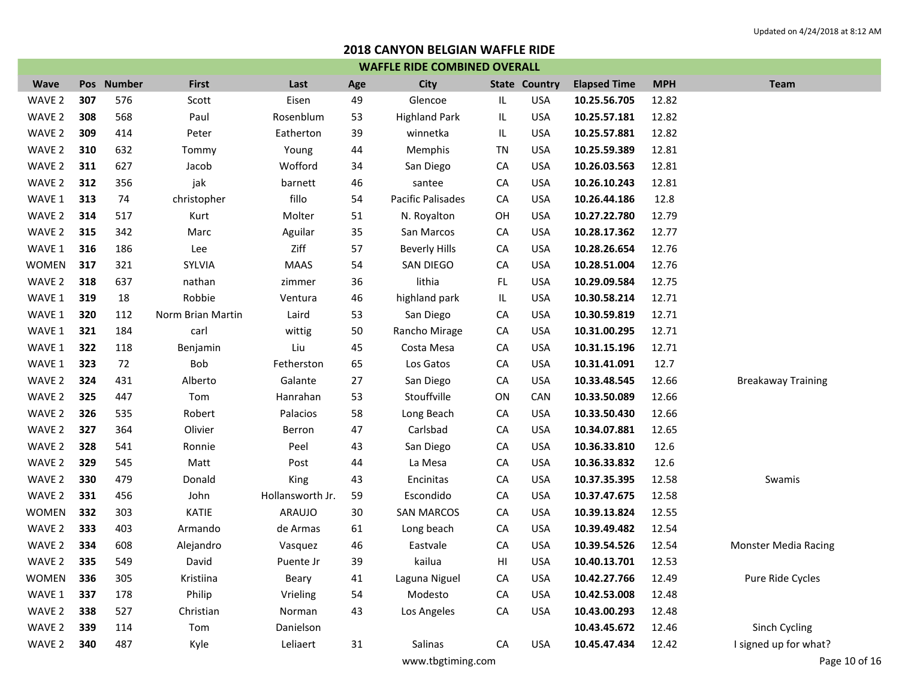Updated on 4/24/2018 at 8:12 AM

# 2018 CANYON BELGIAN WAFFLE RIDE

## WAFFLE RIDE COMBINED OVERALL

| Wave | Pos | Number | First | Last | Age | City | State | Country | Elapsed Time | MPH | Team |
|---|---|---|---|---|---|---|---|---|---|---|---|
| WAVE 2 | **307** | 576 | Scott | Eisen | 49 | Glencoe | IL | USA | **10.25.56.705** | 12.82 | |
| WAVE 2 | **308** | 568 | Paul | Rosenblum | 53 | Highland Park | IL | USA | **10.25.57.181** | 12.82 | |
| WAVE 2 | **309** | 414 | Peter | Eatherton | 39 | winnetka | IL | USA | **10.25.57.881** | 12.82 | |
| WAVE 2 | **310** | 632 | Tommy | Young | 44 | Memphis | TN | USA | **10.25.59.389** | 12.81 | |
| WAVE 2 | **311** | 627 | Jacob | Wofford | 34 | San Diego | CA | USA | **10.26.03.563** | 12.81 | |
| WAVE 2 | **312** | 356 | jak | barnett | 46 | santee | CA | USA | **10.26.10.243** | 12.81 | |
| WAVE 1 | **313** | 74 | christopher | fillo | 54 | Pacific Palisades | CA | USA | **10.26.44.186** | 12.8 | |
| WAVE 2 | **314** | 517 | Kurt | Molter | 51 | N. Royalton | OH | USA | **10.27.22.780** | 12.79 | |
| WAVE 2 | **315** | 342 | Marc | Aguilar | 35 | San Marcos | CA | USA | **10.28.17.362** | 12.77 | |
| WAVE 1 | **316** | 186 | Lee | Ziff | 57 | Beverly Hills | CA | USA | **10.28.26.654** | 12.76 | |
| WOMEN | **317** | 321 | SYLVIA | MAAS | 54 | SAN DIEGO | CA | USA | **10.28.51.004** | 12.76 | |
| WAVE 2 | **318** | 637 | nathan | zimmer | 36 | lithia | FL | USA | **10.29.09.584** | 12.75 | |
| WAVE 1 | **319** | 18 | Robbie | Ventura | 46 | highland park | IL | USA | **10.30.58.214** | 12.71 | |
| WAVE 1 | **320** | 112 | Norm Brian Martin | Laird | 53 | San Diego | CA | USA | **10.30.59.819** | 12.71 | |
| WAVE 1 | **321** | 184 | carl | wittig | 50 | Rancho Mirage | CA | USA | **10.31.00.295** | 12.71 | |
| WAVE 1 | **322** | 118 | Benjamin | Liu | 45 | Costa Mesa | CA | USA | **10.31.15.196** | 12.71 | |
| WAVE 1 | **323** | 72 | Bob | Fetherston | 65 | Los Gatos | CA | USA | **10.31.41.091** | 12.7 | |
| WAVE 2 | **324** | 431 | Alberto | Galante | 27 | San Diego | CA | USA | **10.33.48.545** | 12.66 | Breakaway Training |
| WAVE 2 | **325** | 447 | Tom | Hanrahan | 53 | Stouffville | ON | CAN | **10.33.50.089** | 12.66 | |
| WAVE 2 | **326** | 535 | Robert | Palacios | 58 | Long Beach | CA | USA | **10.33.50.430** | 12.66 | |
| WAVE 2 | **327** | 364 | Olivier | Berron | 47 | Carlsbad | CA | USA | **10.34.07.881** | 12.65 | |
| WAVE 2 | **328** | 541 | Ronnie | Peel | 43 | San Diego | CA | USA | **10.36.33.810** | 12.6 | |
| WAVE 2 | **329** | 545 | Matt | Post | 44 | La Mesa | CA | USA | **10.36.33.832** | 12.6 | |
| WAVE 2 | **330** | 479 | Donald | King | 43 | Encinitas | CA | USA | **10.37.35.395** | 12.58 | Swamis |
| WAVE 2 | **331** | 456 | John | Hollansworth Jr. | 59 | Escondido | CA | USA | **10.37.47.675** | 12.58 | |
| WOMEN | **332** | 303 | KATIE | ARAUJO | 30 | SAN MARCOS | CA | USA | **10.39.13.824** | 12.55 | |
| WAVE 2 | **333** | 403 | Armando | de Armas | 61 | Long beach | CA | USA | **10.39.49.482** | 12.54 | |
| WAVE 2 | **334** | 608 | Alejandro | Vasquez | 46 | Eastvale | CA | USA | **10.39.54.526** | 12.54 | Monster Media Racing |
| WAVE 2 | **335** | 549 | David | Puente Jr | 39 | kailua | HI | USA | **10.40.13.701** | 12.53 | |
| WOMEN | **336** | 305 | Kristiina | Beary | 41 | Laguna Niguel | CA | USA | **10.42.27.766** | 12.49 | Pure Ride Cycles |
| WAVE 1 | **337** | 178 | Philip | Vrieling | 54 | Modesto | CA | USA | **10.42.53.008** | 12.48 | |
| WAVE 2 | **338** | 527 | Christian | Norman | 43 | Los Angeles | CA | USA | **10.43.00.293** | 12.48 | |
| WAVE 2 | **339** | 114 | Tom | Danielson | | | | | **10.43.45.672** | 12.46 | Sinch Cycling |
| WAVE 2 | **340** | 487 | Kyle | Leliaert | 31 | Salinas | CA | USA | **10.45.47.434** | 12.42 | I signed up for what? |

www.tbgtiming.com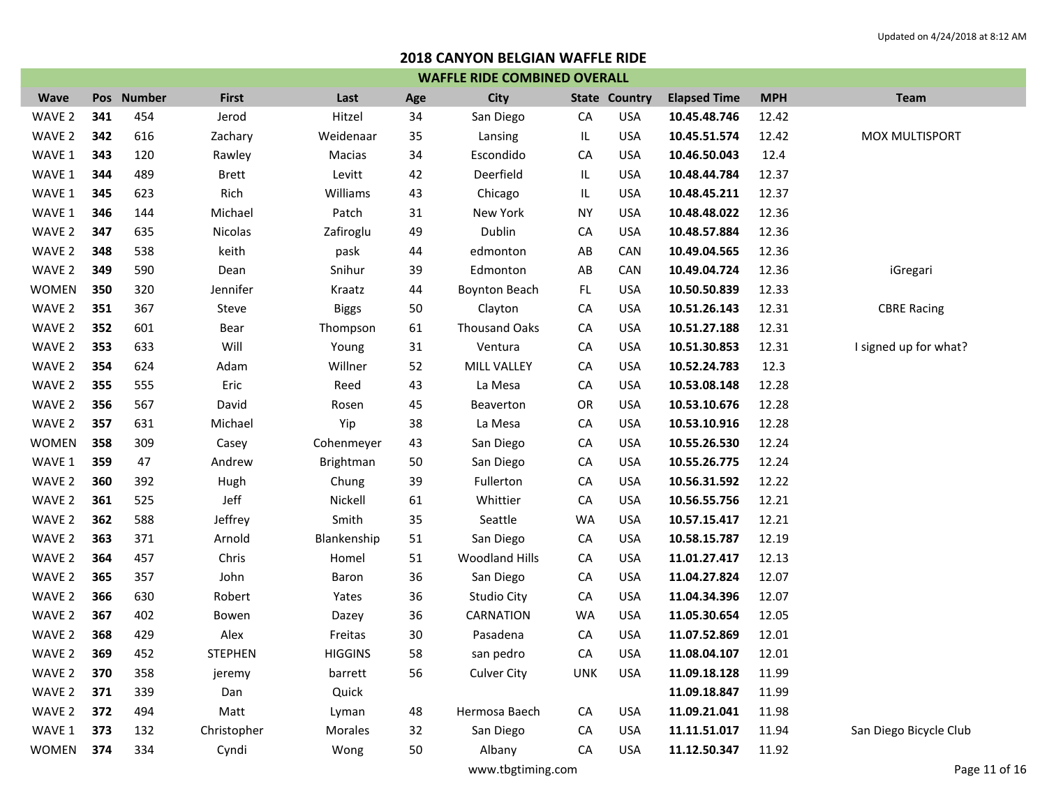Updated on 4/24/2018 at 8:12 AM

# 2018 CANYON BELGIAN WAFFLE RIDE

## WAFFLE RIDE COMBINED OVERALL

| Wave | Pos | Number | First | Last | Age | City | State | Country | Elapsed Time | MPH | Team |
|---|---|---|---|---|---|---|---|---|---|---|---|
| WAVE 2 | **341** | 454 | Jerod | Hitzel | 34 | San Diego | CA | USA | **10.45.48.746** | 12.42 | |
| WAVE 2 | **342** | 616 | Zachary | Weidenaar | 35 | Lansing | IL | USA | **10.45.51.574** | 12.42 | MOX MULTISPORT |
| WAVE 1 | **343** | 120 | Rawley | Macias | 34 | Escondido | CA | USA | **10.46.50.043** | 12.4 | |
| WAVE 1 | **344** | 489 | Brett | Levitt | 42 | Deerfield | IL | USA | **10.48.44.784** | 12.37 | |
| WAVE 1 | **345** | 623 | Rich | Williams | 43 | Chicago | IL | USA | **10.48.45.211** | 12.37 | |
| WAVE 1 | **346** | 144 | Michael | Patch | 31 | New York | NY | USA | **10.48.48.022** | 12.36 | |
| WAVE 2 | **347** | 635 | Nicolas | Zafiroglu | 49 | Dublin | CA | USA | **10.48.57.884** | 12.36 | |
| WAVE 2 | **348** | 538 | keith | pask | 44 | edmonton | AB | CAN | **10.49.04.565** | 12.36 | |
| WAVE 2 | **349** | 590 | Dean | Snihur | 39 | Edmonton | AB | CAN | **10.49.04.724** | 12.36 | iGregari |
| WOMEN | **350** | 320 | Jennifer | Kraatz | 44 | Boynton Beach | FL | USA | **10.50.50.839** | 12.33 | |
| WAVE 2 | **351** | 367 | Steve | Biggs | 50 | Clayton | CA | USA | **10.51.26.143** | 12.31 | CBRE Racing |
| WAVE 2 | **352** | 601 | Bear | Thompson | 61 | Thousand Oaks | CA | USA | **10.51.27.188** | 12.31 | |
| WAVE 2 | **353** | 633 | Will | Young | 31 | Ventura | CA | USA | **10.51.30.853** | 12.31 | I signed up for what? |
| WAVE 2 | **354** | 624 | Adam | Willner | 52 | MILL VALLEY | CA | USA | **10.52.24.783** | 12.3 | |
| WAVE 2 | **355** | 555 | Eric | Reed | 43 | La Mesa | CA | USA | **10.53.08.148** | 12.28 | |
| WAVE 2 | **356** | 567 | David | Rosen | 45 | Beaverton | OR | USA | **10.53.10.676** | 12.28 | |
| WAVE 2 | **357** | 631 | Michael | Yip | 38 | La Mesa | CA | USA | **10.53.10.916** | 12.28 | |
| WOMEN | **358** | 309 | Casey | Cohenmeyer | 43 | San Diego | CA | USA | **10.55.26.530** | 12.24 | |
| WAVE 1 | **359** | 47 | Andrew | Brightman | 50 | San Diego | CA | USA | **10.55.26.775** | 12.24 | |
| WAVE 2 | **360** | 392 | Hugh | Chung | 39 | Fullerton | CA | USA | **10.56.31.592** | 12.22 | |
| WAVE 2 | **361** | 525 | Jeff | Nickell | 61 | Whittier | CA | USA | **10.56.55.756** | 12.21 | |
| WAVE 2 | **362** | 588 | Jeffrey | Smith | 35 | Seattle | WA | USA | **10.57.15.417** | 12.21 | |
| WAVE 2 | **363** | 371 | Arnold | Blankenship | 51 | San Diego | CA | USA | **10.58.15.787** | 12.19 | |
| WAVE 2 | **364** | 457 | Chris | Homel | 51 | Woodland Hills | CA | USA | **11.01.27.417** | 12.13 | |
| WAVE 2 | **365** | 357 | John | Baron | 36 | San Diego | CA | USA | **11.04.27.824** | 12.07 | |
| WAVE 2 | **366** | 630 | Robert | Yates | 36 | Studio City | CA | USA | **11.04.34.396** | 12.07 | |
| WAVE 2 | **367** | 402 | Bowen | Dazey | 36 | CARNATION | WA | USA | **11.05.30.654** | 12.05 | |
| WAVE 2 | **368** | 429 | Alex | Freitas | 30 | Pasadena | CA | USA | **11.07.52.869** | 12.01 | |
| WAVE 2 | **369** | 452 | STEPHEN | HIGGINS | 58 | san pedro | CA | USA | **11.08.04.107** | 12.01 | |
| WAVE 2 | **370** | 358 | jeremy | barrett | 56 | Culver City | UNK | USA | **11.09.18.128** | 11.99 | |
| WAVE 2 | **371** | 339 | Dan | Quick | | | | | **11.09.18.847** | 11.99 | |
| WAVE 2 | **372** | 494 | Matt | Lyman | 48 | Hermosa Baech | CA | USA | **11.09.21.041** | 11.98 | |
| WAVE 1 | **373** | 132 | Christopher | Morales | 32 | San Diego | CA | USA | **11.11.51.017** | 11.94 | San Diego Bicycle Club |
| WOMEN | **374** | 334 | Cyndi | Wong | 50 | Albany | CA | USA | **11.12.50.347** | 11.92 | |

www.tbgtiming.com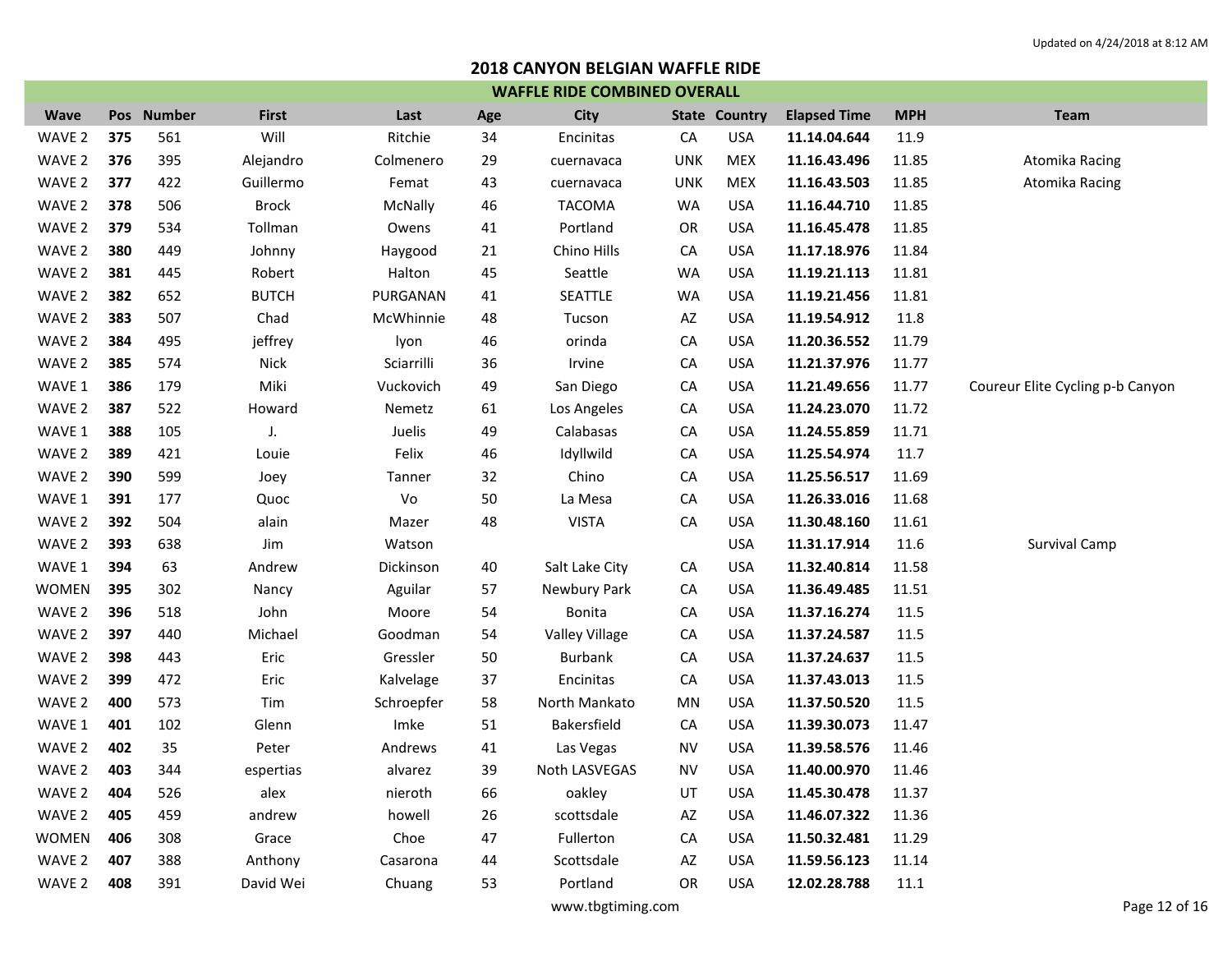Updated on 4/24/2018 at 8:12 AM

# 2018 CANYON BELGIAN WAFFLE RIDE

## WAFFLE RIDE COMBINED OVERALL

| Wave | Pos | Number | First | Last | Age | City | State | Country | Elapsed Time | MPH | Team |
|---|---|---|---|---|---|---|---|---|---|---|---|
| WAVE 2 | **375** | 561 | Will | Ritchie | 34 | Encinitas | CA | USA | **11.14.04.644** | 11.9 | |
| WAVE 2 | **376** | 395 | Alejandro | Colmenero | 29 | cuernavaca | UNK | MEX | **11.16.43.496** | 11.85 | Atomika Racing |
| WAVE 2 | **377** | 422 | Guillermo | Femat | 43 | cuernavaca | UNK | MEX | **11.16.43.503** | 11.85 | Atomika Racing |
| WAVE 2 | **378** | 506 | Brock | McNally | 46 | TACOMA | WA | USA | **11.16.44.710** | 11.85 | |
| WAVE 2 | **379** | 534 | Tollman | Owens | 41 | Portland | OR | USA | **11.16.45.478** | 11.85 | |
| WAVE 2 | **380** | 449 | Johnny | Haygood | 21 | Chino Hills | CA | USA | **11.17.18.976** | 11.84 | |
| WAVE 2 | **381** | 445 | Robert | Halton | 45 | Seattle | WA | USA | **11.19.21.113** | 11.81 | |
| WAVE 2 | **382** | 652 | BUTCH | PURGANAN | 41 | SEATTLE | WA | USA | **11.19.21.456** | 11.81 | |
| WAVE 2 | **383** | 507 | Chad | McWhinnie | 48 | Tucson | AZ | USA | **11.19.54.912** | 11.8 | |
| WAVE 2 | **384** | 495 | jeffrey | lyon | 46 | orinda | CA | USA | **11.20.36.552** | 11.79 | |
| WAVE 2 | **385** | 574 | Nick | Sciarrilli | 36 | Irvine | CA | USA | **11.21.37.976** | 11.77 | |
| WAVE 1 | **386** | 179 | Miki | Vuckovich | 49 | San Diego | CA | USA | **11.21.49.656** | 11.77 | Coureur Elite Cycling p-b Canyon |
| WAVE 2 | **387** | 522 | Howard | Nemetz | 61 | Los Angeles | CA | USA | **11.24.23.070** | 11.72 | |
| WAVE 1 | **388** | 105 | J. | Juelis | 49 | Calabasas | CA | USA | **11.24.55.859** | 11.71 | |
| WAVE 2 | **389** | 421 | Louie | Felix | 46 | Idyllwild | CA | USA | **11.25.54.974** | 11.7 | |
| WAVE 2 | **390** | 599 | Joey | Tanner | 32 | Chino | CA | USA | **11.25.56.517** | 11.69 | |
| WAVE 1 | **391** | 177 | Quoc | Vo | 50 | La Mesa | CA | USA | **11.26.33.016** | 11.68 | |
| WAVE 2 | **392** | 504 | alain | Mazer | 48 | VISTA | CA | USA | **11.30.48.160** | 11.61 | |
| WAVE 2 | **393** | 638 | Jim | Watson | | | | USA | **11.31.17.914** | 11.6 | Survival Camp |
| WAVE 1 | **394** | 63 | Andrew | Dickinson | 40 | Salt Lake City | CA | USA | **11.32.40.814** | 11.58 | |
| WOMEN | **395** | 302 | Nancy | Aguilar | 57 | Newbury Park | CA | USA | **11.36.49.485** | 11.51 | |
| WAVE 2 | **396** | 518 | John | Moore | 54 | Bonita | CA | USA | **11.37.16.274** | 11.5 | |
| WAVE 2 | **397** | 440 | Michael | Goodman | 54 | Valley Village | CA | USA | **11.37.24.587** | 11.5 | |
| WAVE 2 | **398** | 443 | Eric | Gressler | 50 | Burbank | CA | USA | **11.37.24.637** | 11.5 | |
| WAVE 2 | **399** | 472 | Eric | Kalvelage | 37 | Encinitas | CA | USA | **11.37.43.013** | 11.5 | |
| WAVE 2 | **400** | 573 | Tim | Schroepfer | 58 | North Mankato | MN | USA | **11.37.50.520** | 11.5 | |
| WAVE 1 | **401** | 102 | Glenn | Imke | 51 | Bakersfield | CA | USA | **11.39.30.073** | 11.47 | |
| WAVE 2 | **402** | 35 | Peter | Andrews | 41 | Las Vegas | NV | USA | **11.39.58.576** | 11.46 | |
| WAVE 2 | **403** | 344 | espertias | alvarez | 39 | Noth LASVEGAS | NV | USA | **11.40.00.970** | 11.46 | |
| WAVE 2 | **404** | 526 | alex | nieroth | 66 | oakley | UT | USA | **11.45.30.478** | 11.37 | |
| WAVE 2 | **405** | 459 | andrew | howell | 26 | scottsdale | AZ | USA | **11.46.07.322** | 11.36 | |
| WOMEN | **406** | 308 | Grace | Choe | 47 | Fullerton | CA | USA | **11.50.32.481** | 11.29 | |
| WAVE 2 | **407** | 388 | Anthony | Casarona | 44 | Scottsdale | AZ | USA | **11.59.56.123** | 11.14 | |
| WAVE 2 | **408** | 391 | David Wei | Chuang | 53 | Portland | OR | USA | **12.02.28.788** | 11.1 | |

www.tbgtiming.com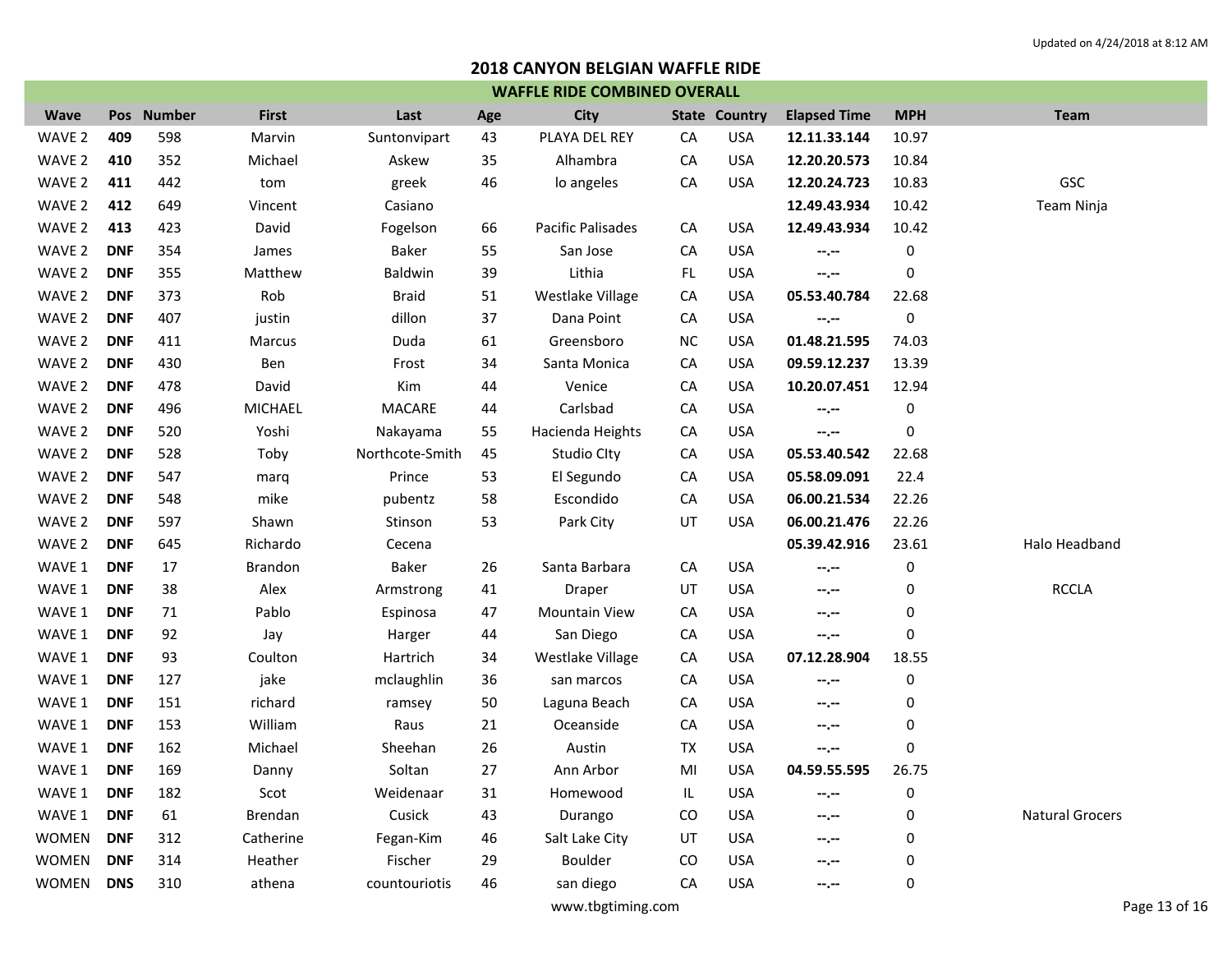Updated on 4/24/2018 at 8:12 AM

# 2018 CANYON BELGIAN WAFFLE RIDE

## WAFFLE RIDE COMBINED OVERALL

| Wave | Pos | Number | First | Last | Age | City | State | Country | Elapsed Time | MPH | Team |
|---|---|---|---|---|---|---|---|---|---|---|---|
| WAVE 2 | **409** | 598 | Marvin | Suntonvipart | 43 | PLAYA DEL REY | CA | USA | **12.11.33.144** | 10.97 | |
| WAVE 2 | **410** | 352 | Michael | Askew | 35 | Alhambra | CA | USA | **12.20.20.573** | 10.84 | |
| WAVE 2 | **411** | 442 | tom | greek | 46 | lo angeles | CA | USA | **12.20.24.723** | 10.83 | GSC |
| WAVE 2 | **412** | 649 | Vincent | Casiano | | | | | **12.49.43.934** | 10.42 | Team Ninja |
| WAVE 2 | **413** | 423 | David | Fogelson | 66 | Pacific Palisades | CA | USA | **12.49.43.934** | 10.42 | |
| WAVE 2 | **DNF** | 354 | James | Baker | 55 | San Jose | CA | USA | **--.--** | 0 | |
| WAVE 2 | **DNF** | 355 | Matthew | Baldwin | 39 | Lithia | FL | USA | **--.--** | 0 | |
| WAVE 2 | **DNF** | 373 | Rob | Braid | 51 | Westlake Village | CA | USA | **05.53.40.784** | 22.68 | |
| WAVE 2 | **DNF** | 407 | justin | dillon | 37 | Dana Point | CA | USA | **--.--** | 0 | |
| WAVE 2 | **DNF** | 411 | Marcus | Duda | 61 | Greensboro | NC | USA | **01.48.21.595** | 74.03 | |
| WAVE 2 | **DNF** | 430 | Ben | Frost | 34 | Santa Monica | CA | USA | **09.59.12.237** | 13.39 | |
| WAVE 2 | **DNF** | 478 | David | Kim | 44 | Venice | CA | USA | **10.20.07.451** | 12.94 | |
| WAVE 2 | **DNF** | 496 | MICHAEL | MACARE | 44 | Carlsbad | CA | USA | **--.--** | 0 | |
| WAVE 2 | **DNF** | 520 | Yoshi | Nakayama | 55 | Hacienda Heights | CA | USA | **--.--** | 0 | |
| WAVE 2 | **DNF** | 528 | Toby | Northcote-Smith | 45 | Studio CIty | CA | USA | **05.53.40.542** | 22.68 | |
| WAVE 2 | **DNF** | 547 | marq | Prince | 53 | El Segundo | CA | USA | **05.58.09.091** | 22.4 | |
| WAVE 2 | **DNF** | 548 | mike | pubentz | 58 | Escondido | CA | USA | **06.00.21.534** | 22.26 | |
| WAVE 2 | **DNF** | 597 | Shawn | Stinson | 53 | Park City | UT | USA | **06.00.21.476** | 22.26 | |
| WAVE 2 | **DNF** | 645 | Richardo | Cecena | | | | | **05.39.42.916** | 23.61 | Halo Headband |
| WAVE 1 | **DNF** | 17 | Brandon | Baker | 26 | Santa Barbara | CA | USA | **--.--** | 0 | |
| WAVE 1 | **DNF** | 38 | Alex | Armstrong | 41 | Draper | UT | USA | **--.--** | 0 | RCCLA |
| WAVE 1 | **DNF** | 71 | Pablo | Espinosa | 47 | Mountain View | CA | USA | **--.--** | 0 | |
| WAVE 1 | **DNF** | 92 | Jay | Harger | 44 | San Diego | CA | USA | **--.--** | 0 | |
| WAVE 1 | **DNF** | 93 | Coulton | Hartrich | 34 | Westlake Village | CA | USA | **07.12.28.904** | 18.55 | |
| WAVE 1 | **DNF** | 127 | jake | mclaughlin | 36 | san marcos | CA | USA | **--.--** | 0 | |
| WAVE 1 | **DNF** | 151 | richard | ramsey | 50 | Laguna Beach | CA | USA | **--.--** | 0 | |
| WAVE 1 | **DNF** | 153 | William | Raus | 21 | Oceanside | CA | USA | **--.--** | 0 | |
| WAVE 1 | **DNF** | 162 | Michael | Sheehan | 26 | Austin | TX | USA | **--.--** | 0 | |
| WAVE 1 | **DNF** | 169 | Danny | Soltan | 27 | Ann Arbor | MI | USA | **04.59.55.595** | 26.75 | |
| WAVE 1 | **DNF** | 182 | Scot | Weidenaar | 31 | Homewood | IL | USA | **--.--** | 0 | |
| WAVE 1 | **DNF** | 61 | Brendan | Cusick | 43 | Durango | CO | USA | **--.--** | 0 | Natural Grocers |
| WOMEN | **DNF** | 312 | Catherine | Fegan-Kim | 46 | Salt Lake City | UT | USA | **--.--** | 0 | |
| WOMEN | **DNF** | 314 | Heather | Fischer | 29 | Boulder | CO | USA | **--.--** | 0 | |
| WOMEN | **DNS** | 310 | athena | countouriotis | 46 | san diego | CA | USA | **--.--** | 0 | |

www.tbgtiming.com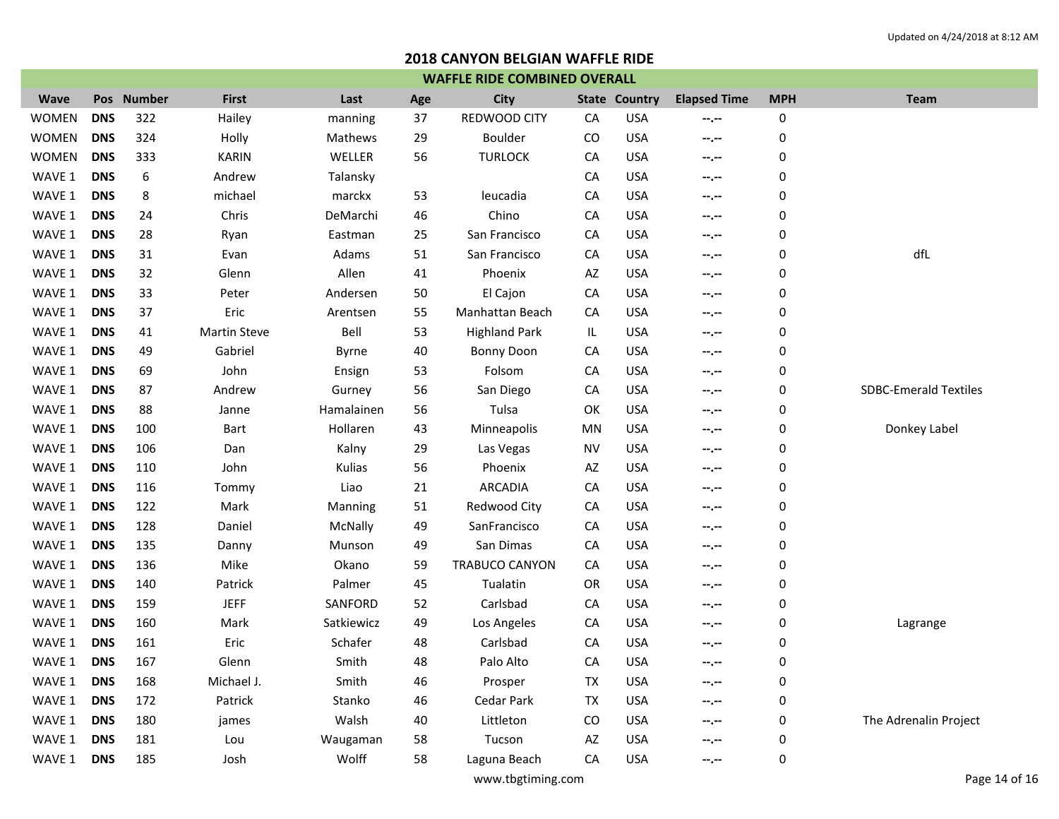Updated on 4/24/2018 at 8:12 AM

# 2018 CANYON BELGIAN WAFFLE RIDE

## WAFFLE RIDE COMBINED OVERALL

| Wave | Pos | Number | First | Last | Age | City | State | Country | Elapsed Time | MPH | Team |
|---|---|---|---|---|---|---|---|---|---|---|---|
| WOMEN | **DNS** | 322 | Hailey | manning | 37 | REDWOOD CITY | CA | USA | --.-- | 0 | |
| WOMEN | **DNS** | 324 | Holly | Mathews | 29 | Boulder | CO | USA | --.-- | 0 | |
| WOMEN | **DNS** | 333 | KARIN | WELLER | 56 | TURLOCK | CA | USA | --.-- | 0 | |
| WAVE 1 | **DNS** | 6 | Andrew | Talansky | | | CA | USA | --.-- | 0 | |
| WAVE 1 | **DNS** | 8 | michael | marckx | 53 | leucadia | CA | USA | --.-- | 0 | |
| WAVE 1 | **DNS** | 24 | Chris | DeMarchi | 46 | Chino | CA | USA | --.-- | 0 | |
| WAVE 1 | **DNS** | 28 | Ryan | Eastman | 25 | San Francisco | CA | USA | --.-- | 0 | |
| WAVE 1 | **DNS** | 31 | Evan | Adams | 51 | San Francisco | CA | USA | --.-- | 0 | dfL |
| WAVE 1 | **DNS** | 32 | Glenn | Allen | 41 | Phoenix | AZ | USA | --.-- | 0 | |
| WAVE 1 | **DNS** | 33 | Peter | Andersen | 50 | El Cajon | CA | USA | --.-- | 0 | |
| WAVE 1 | **DNS** | 37 | Eric | Arentsen | 55 | Manhattan Beach | CA | USA | --.-- | 0 | |
| WAVE 1 | **DNS** | 41 | Martin Steve | Bell | 53 | Highland Park | IL | USA | --.-- | 0 | |
| WAVE 1 | **DNS** | 49 | Gabriel | Byrne | 40 | Bonny Doon | CA | USA | --.-- | 0 | |
| WAVE 1 | **DNS** | 69 | John | Ensign | 53 | Folsom | CA | USA | --.-- | 0 | |
| WAVE 1 | **DNS** | 87 | Andrew | Gurney | 56 | San Diego | CA | USA | --.-- | 0 | SDBC-Emerald Textiles |
| WAVE 1 | **DNS** | 88 | Janne | Hamalainen | 56 | Tulsa | OK | USA | --.-- | 0 | |
| WAVE 1 | **DNS** | 100 | Bart | Hollaren | 43 | Minneapolis | MN | USA | --.-- | 0 | Donkey Label |
| WAVE 1 | **DNS** | 106 | Dan | Kalny | 29 | Las Vegas | NV | USA | --.-- | 0 | |
| WAVE 1 | **DNS** | 110 | John | Kulias | 56 | Phoenix | AZ | USA | --.-- | 0 | |
| WAVE 1 | **DNS** | 116 | Tommy | Liao | 21 | ARCADIA | CA | USA | --.-- | 0 | |
| WAVE 1 | **DNS** | 122 | Mark | Manning | 51 | Redwood City | CA | USA | --.-- | 0 | |
| WAVE 1 | **DNS** | 128 | Daniel | McNally | 49 | SanFrancisco | CA | USA | --.-- | 0 | |
| WAVE 1 | **DNS** | 135 | Danny | Munson | 49 | San Dimas | CA | USA | --.-- | 0 | |
| WAVE 1 | **DNS** | 136 | Mike | Okano | 59 | TRABUCO CANYON | CA | USA | --.-- | 0 | |
| WAVE 1 | **DNS** | 140 | Patrick | Palmer | 45 | Tualatin | OR | USA | --.-- | 0 | |
| WAVE 1 | **DNS** | 159 | JEFF | SANFORD | 52 | Carlsbad | CA | USA | --.-- | 0 | |
| WAVE 1 | **DNS** | 160 | Mark | Satkiewicz | 49 | Los Angeles | CA | USA | --.-- | 0 | Lagrange |
| WAVE 1 | **DNS** | 161 | Eric | Schafer | 48 | Carlsbad | CA | USA | --.-- | 0 | |
| WAVE 1 | **DNS** | 167 | Glenn | Smith | 48 | Palo Alto | CA | USA | --.-- | 0 | |
| WAVE 1 | **DNS** | 168 | Michael J. | Smith | 46 | Prosper | TX | USA | --.-- | 0 | |
| WAVE 1 | **DNS** | 172 | Patrick | Stanko | 46 | Cedar Park | TX | USA | --.-- | 0 | |
| WAVE 1 | **DNS** | 180 | james | Walsh | 40 | Littleton | CO | USA | --.-- | 0 | The Adrenalin Project |
| WAVE 1 | **DNS** | 181 | Lou | Waugaman | 58 | Tucson | AZ | USA | --.-- | 0 | |
| WAVE 1 | **DNS** | 185 | Josh | Wolff | 58 | Laguna Beach | CA | USA | --.-- | 0 | |

www.tbgtiming.com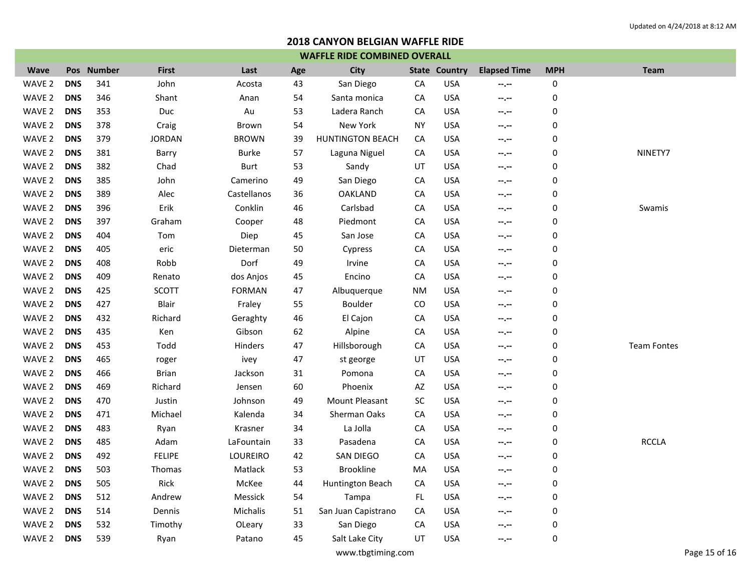Updated on 4/24/2018 at 8:12 AM

# 2018 CANYON BELGIAN WAFFLE RIDE

## WAFFLE RIDE COMBINED OVERALL

| Wave | Pos | Number | First | Last | Age | City | State | Country | Elapsed Time | MPH | Team |
|---|---|---|---|---|---|---|---|---|---|---|---|
| WAVE 2 | **DNS** | 341 | John | Acosta | 43 | San Diego | CA | USA | --.-- | 0 | |
| WAVE 2 | **DNS** | 346 | Shant | Anan | 54 | Santa monica | CA | USA | --.-- | 0 | |
| WAVE 2 | **DNS** | 353 | Duc | Au | 53 | Ladera Ranch | CA | USA | --.-- | 0 | |
| WAVE 2 | **DNS** | 378 | Craig | Brown | 54 | New York | NY | USA | --.-- | 0 | |
| WAVE 2 | **DNS** | 379 | JORDAN | BROWN | 39 | HUNTINGTON BEACH | CA | USA | --.-- | 0 | |
| WAVE 2 | **DNS** | 381 | Barry | Burke | 57 | Laguna Niguel | CA | USA | --.-- | 0 | NINETY7 |
| WAVE 2 | **DNS** | 382 | Chad | Burt | 53 | Sandy | UT | USA | --.-- | 0 | |
| WAVE 2 | **DNS** | 385 | John | Camerino | 49 | San Diego | CA | USA | --.-- | 0 | |
| WAVE 2 | **DNS** | 389 | Alec | Castellanos | 36 | OAKLAND | CA | USA | --.-- | 0 | |
| WAVE 2 | **DNS** | 396 | Erik | Conklin | 46 | Carlsbad | CA | USA | --.-- | 0 | Swamis |
| WAVE 2 | **DNS** | 397 | Graham | Cooper | 48 | Piedmont | CA | USA | --.-- | 0 | |
| WAVE 2 | **DNS** | 404 | Tom | Diep | 45 | San Jose | CA | USA | --.-- | 0 | |
| WAVE 2 | **DNS** | 405 | eric | Dieterman | 50 | Cypress | CA | USA | --.-- | 0 | |
| WAVE 2 | **DNS** | 408 | Robb | Dorf | 49 | Irvine | CA | USA | --.-- | 0 | |
| WAVE 2 | **DNS** | 409 | Renato | dos Anjos | 45 | Encino | CA | USA | --.-- | 0 | |
| WAVE 2 | **DNS** | 425 | SCOTT | FORMAN | 47 | Albuquerque | NM | USA | --.-- | 0 | |
| WAVE 2 | **DNS** | 427 | Blair | Fraley | 55 | Boulder | CO | USA | --.-- | 0 | |
| WAVE 2 | **DNS** | 432 | Richard | Geraghty | 46 | El Cajon | CA | USA | --.-- | 0 | |
| WAVE 2 | **DNS** | 435 | Ken | Gibson | 62 | Alpine | CA | USA | --.-- | 0 | |
| WAVE 2 | **DNS** | 453 | Todd | Hinders | 47 | Hillsborough | CA | USA | --.-- | 0 | Team Fontes |
| WAVE 2 | **DNS** | 465 | roger | ivey | 47 | st george | UT | USA | --.-- | 0 | |
| WAVE 2 | **DNS** | 466 | Brian | Jackson | 31 | Pomona | CA | USA | --.-- | 0 | |
| WAVE 2 | **DNS** | 469 | Richard | Jensen | 60 | Phoenix | AZ | USA | --.-- | 0 | |
| WAVE 2 | **DNS** | 470 | Justin | Johnson | 49 | Mount Pleasant | SC | USA | --.-- | 0 | |
| WAVE 2 | **DNS** | 471 | Michael | Kalenda | 34 | Sherman Oaks | CA | USA | --.-- | 0 | |
| WAVE 2 | **DNS** | 483 | Ryan | Krasner | 34 | La Jolla | CA | USA | --.-- | 0 | |
| WAVE 2 | **DNS** | 485 | Adam | LaFountain | 33 | Pasadena | CA | USA | --.-- | 0 | RCCLA |
| WAVE 2 | **DNS** | 492 | FELIPE | LOUREIRO | 42 | SAN DIEGO | CA | USA | --.-- | 0 | |
| WAVE 2 | **DNS** | 503 | Thomas | Matlack | 53 | Brookline | MA | USA | --.-- | 0 | |
| WAVE 2 | **DNS** | 505 | Rick | McKee | 44 | Huntington Beach | CA | USA | --.-- | 0 | |
| WAVE 2 | **DNS** | 512 | Andrew | Messick | 54 | Tampa | FL | USA | --.-- | 0 | |
| WAVE 2 | **DNS** | 514 | Dennis | Michalis | 51 | San Juan Capistrano | CA | USA | --.-- | 0 | |
| WAVE 2 | **DNS** | 532 | Timothy | OLeary | 33 | San Diego | CA | USA | --.-- | 0 | |
| WAVE 2 | **DNS** | 539 | Ryan | Patano | 45 | Salt Lake City | UT | USA | --.-- | 0 | |

www.tbgtiming.com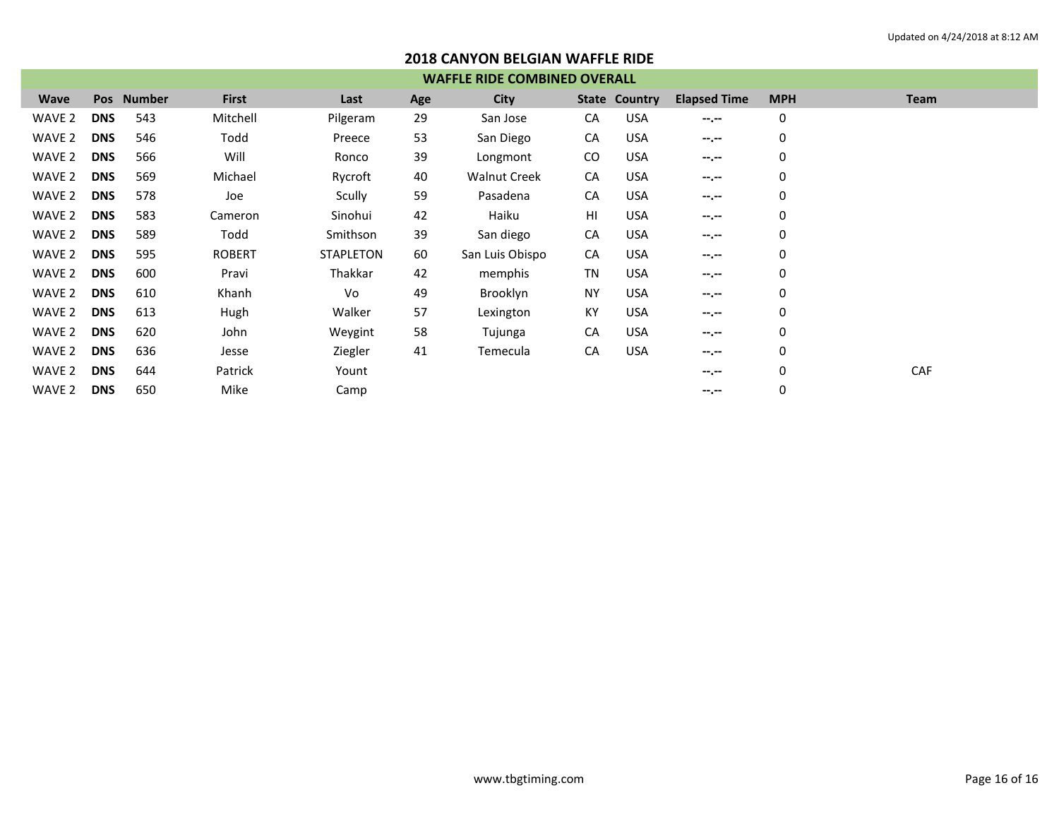## 2018 CANYON BELGIAN WAFFLE RIDE

### WAFFLE RIDE COMBINED OVERALL

| Wave | Pos | Number | First | Last | Age | City | State | Country | Elapsed Time | MPH | Team |
|---|---|---|---|---|---|---|---|---|---|---|---|
| WAVE 2 | **DNS** | 543 | Mitchell | Pilgeram | 29 | San Jose | CA | USA | --.-- | 0 | |
| WAVE 2 | **DNS** | 546 | Todd | Preece | 53 | San Diego | CA | USA | --.-- | 0 | |
| WAVE 2 | **DNS** | 566 | Will | Ronco | 39 | Longmont | CO | USA | --.-- | 0 | |
| WAVE 2 | **DNS** | 569 | Michael | Rycroft | 40 | Walnut Creek | CA | USA | --.-- | 0 | |
| WAVE 2 | **DNS** | 578 | Joe | Scully | 59 | Pasadena | CA | USA | --.-- | 0 | |
| WAVE 2 | **DNS** | 583 | Cameron | Sinohui | 42 | Haiku | HI | USA | --.-- | 0 | |
| WAVE 2 | **DNS** | 589 | Todd | Smithson | 39 | San diego | CA | USA | --.-- | 0 | |
| WAVE 2 | **DNS** | 595 | ROBERT | STAPLETON | 60 | San Luis Obispo | CA | USA | --.-- | 0 | |
| WAVE 2 | **DNS** | 600 | Pravi | Thakkar | 42 | memphis | TN | USA | --.-- | 0 | |
| WAVE 2 | **DNS** | 610 | Khanh | Vo | 49 | Brooklyn | NY | USA | --.-- | 0 | |
| WAVE 2 | **DNS** | 613 | Hugh | Walker | 57 | Lexington | KY | USA | --.-- | 0 | |
| WAVE 2 | **DNS** | 620 | John | Weygint | 58 | Tujunga | CA | USA | --.-- | 0 | |
| WAVE 2 | **DNS** | 636 | Jesse | Ziegler | 41 | Temecula | CA | USA | --.-- | 0 | |
| WAVE 2 | **DNS** | 644 | Patrick | Yount | | | | | --.-- | 0 | CAF |
| WAVE 2 | **DNS** | 650 | Mike | Camp | | | | | --.-- | 0 | |